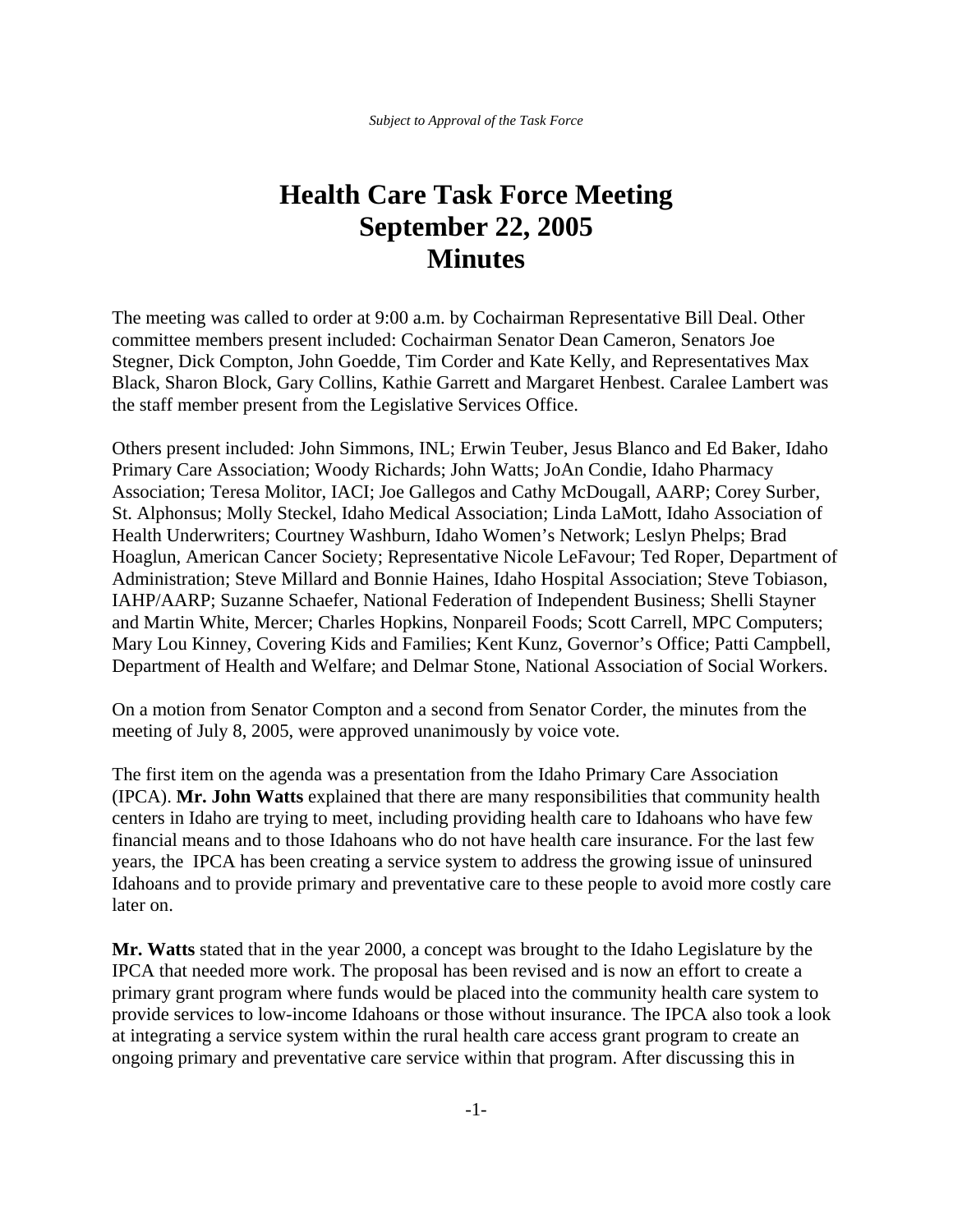*Subject to Approval of the Task Force*

# Health Care Task Force Meeting
# September 22, 2005
# Minutes

The meeting was called to order at 9:00 a.m. by Cochairman Representative Bill Deal. Other committee members present included: Cochairman Senator Dean Cameron, Senators Joe Stegner, Dick Compton, John Goedde, Tim Corder and Kate Kelly, and Representatives Max Black, Sharon Block, Gary Collins, Kathie Garrett and Margaret Henbest. Caralee Lambert was the staff member present from the Legislative Services Office.

Others present included: John Simmons, INL; Erwin Teuber, Jesus Blanco and Ed Baker, Idaho Primary Care Association; Woody Richards; John Watts; JoAn Condie, Idaho Pharmacy Association; Teresa Molitor, IACI; Joe Gallegos and Cathy McDougall, AARP; Corey Surber, St. Alphonsus; Molly Steckel, Idaho Medical Association; Linda LaMott, Idaho Association of Health Underwriters; Courtney Washburn, Idaho Women's Network; Leslyn Phelps; Brad Hoaglun, American Cancer Society; Representative Nicole LeFavour; Ted Roper, Department of Administration; Steve Millard and Bonnie Haines, Idaho Hospital Association; Steve Tobiason, IAHP/AARP; Suzanne Schaefer, National Federation of Independent Business; Shelli Stayner and Martin White, Mercer; Charles Hopkins, Nonpareil Foods; Scott Carrell, MPC Computers; Mary Lou Kinney, Covering Kids and Families; Kent Kunz, Governor's Office; Patti Campbell, Department of Health and Welfare; and Delmar Stone, National Association of Social Workers.

On a motion from Senator Compton and a second from Senator Corder, the minutes from the meeting of July 8, 2005, were approved unanimously by voice vote.

The first item on the agenda was a presentation from the Idaho Primary Care Association (IPCA). **Mr. John Watts** explained that there are many responsibilities that community health centers in Idaho are trying to meet, including providing health care to Idahoans who have few financial means and to those Idahoans who do not have health care insurance. For the last few years, the IPCA has been creating a service system to address the growing issue of uninsured Idahoans and to provide primary and preventative care to these people to avoid more costly care later on.

**Mr. Watts** stated that in the year 2000, a concept was brought to the Idaho Legislature by the IPCA that needed more work. The proposal has been revised and is now an effort to create a primary grant program where funds would be placed into the community health care system to provide services to low-income Idahoans or those without insurance. The IPCA also took a look at integrating a service system within the rural health care access grant program to create an ongoing primary and preventative care service within that program. After discussing this in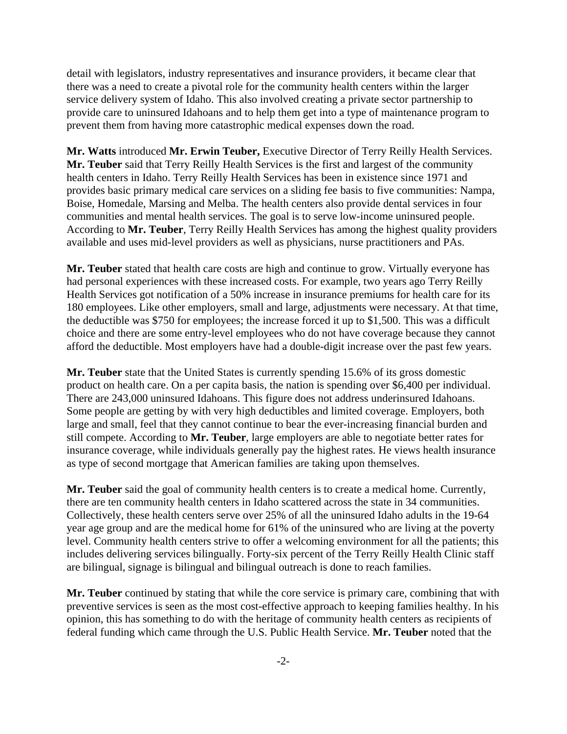detail with legislators, industry representatives and insurance providers, it became clear that there was a need to create a pivotal role for the community health centers within the larger service delivery system of Idaho. This also involved creating a private sector partnership to provide care to uninsured Idahoans and to help them get into a type of maintenance program to prevent them from having more catastrophic medical expenses down the road.

**Mr. Watts** introduced **Mr. Erwin Teuber,** Executive Director of Terry Reilly Health Services. **Mr. Teuber** said that Terry Reilly Health Services is the first and largest of the community health centers in Idaho. Terry Reilly Health Services has been in existence since 1971 and provides basic primary medical care services on a sliding fee basis to five communities: Nampa, Boise, Homedale, Marsing and Melba. The health centers also provide dental services in four communities and mental health services. The goal is to serve low-income uninsured people. According to **Mr. Teuber**, Terry Reilly Health Services has among the highest quality providers available and uses mid-level providers as well as physicians, nurse practitioners and PAs.

**Mr. Teuber** stated that health care costs are high and continue to grow. Virtually everyone has had personal experiences with these increased costs. For example, two years ago Terry Reilly Health Services got notification of a 50% increase in insurance premiums for health care for its 180 employees. Like other employers, small and large, adjustments were necessary. At that time, the deductible was $750 for employees; the increase forced it up to $1,500. This was a difficult choice and there are some entry-level employees who do not have coverage because they cannot afford the deductible. Most employers have had a double-digit increase over the past few years.

**Mr. Teuber** state that the United States is currently spending 15.6% of its gross domestic product on health care. On a per capita basis, the nation is spending over $6,400 per individual. There are 243,000 uninsured Idahoans. This figure does not address underinsured Idahoans. Some people are getting by with very high deductibles and limited coverage. Employers, both large and small, feel that they cannot continue to bear the ever-increasing financial burden and still compete. According to **Mr. Teuber**, large employers are able to negotiate better rates for insurance coverage, while individuals generally pay the highest rates. He views health insurance as type of second mortgage that American families are taking upon themselves.

**Mr. Teuber** said the goal of community health centers is to create a medical home. Currently, there are ten community health centers in Idaho scattered across the state in 34 communities. Collectively, these health centers serve over 25% of all the uninsured Idaho adults in the 19-64 year age group and are the medical home for 61% of the uninsured who are living at the poverty level. Community health centers strive to offer a welcoming environment for all the patients; this includes delivering services bilingually. Forty-six percent of the Terry Reilly Health Clinic staff are bilingual, signage is bilingual and bilingual outreach is done to reach families.

**Mr. Teuber** continued by stating that while the core service is primary care, combining that with preventive services is seen as the most cost-effective approach to keeping families healthy. In his opinion, this has something to do with the heritage of community health centers as recipients of federal funding which came through the U.S. Public Health Service. **Mr. Teuber** noted that the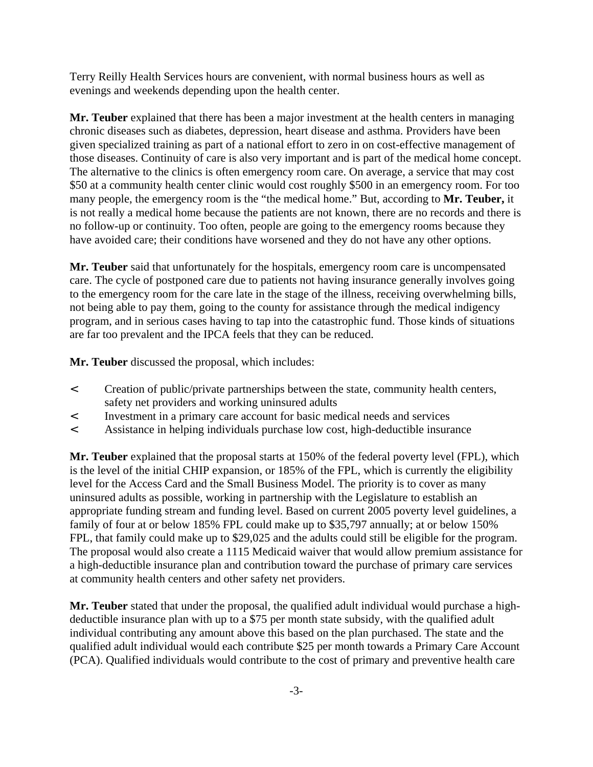Terry Reilly Health Services hours are convenient, with normal business hours as well as evenings and weekends depending upon the health center.

**Mr. Teuber** explained that there has been a major investment at the health centers in managing chronic diseases such as diabetes, depression, heart disease and asthma. Providers have been given specialized training as part of a national effort to zero in on cost-effective management of those diseases. Continuity of care is also very important and is part of the medical home concept. The alternative to the clinics is often emergency room care. On average, a service that may cost $50 at a community health center clinic would cost roughly $500 in an emergency room. For too many people, the emergency room is the "the medical home." But, according to **Mr. Teuber,** it is not really a medical home because the patients are not known, there are no records and there is no follow-up or continuity. Too often, people are going to the emergency rooms because they have avoided care; their conditions have worsened and they do not have any other options.

**Mr. Teuber** said that unfortunately for the hospitals, emergency room care is uncompensated care. The cycle of postponed care due to patients not having insurance generally involves going to the emergency room for the care late in the stage of the illness, receiving overwhelming bills, not being able to pay them, going to the county for assistance through the medical indigency program, and in serious cases having to tap into the catastrophic fund. Those kinds of situations are far too prevalent and the IPCA feels that they can be reduced.

**Mr. Teuber** discussed the proposal, which includes:

- Creation of public/private partnerships between the state, community health centers, safety net providers and working uninsured adults
- Investment in a primary care account for basic medical needs and services
- Assistance in helping individuals purchase low cost, high-deductible insurance

**Mr. Teuber** explained that the proposal starts at 150% of the federal poverty level (FPL), which is the level of the initial CHIP expansion, or 185% of the FPL, which is currently the eligibility level for the Access Card and the Small Business Model. The priority is to cover as many uninsured adults as possible, working in partnership with the Legislature to establish an appropriate funding stream and funding level. Based on current 2005 poverty level guidelines, a family of four at or below 185% FPL could make up to $35,797 annually; at or below 150% FPL, that family could make up to $29,025 and the adults could still be eligible for the program. The proposal would also create a 1115 Medicaid waiver that would allow premium assistance for a high-deductible insurance plan and contribution toward the purchase of primary care services at community health centers and other safety net providers.

**Mr. Teuber** stated that under the proposal, the qualified adult individual would purchase a high-deductible insurance plan with up to a $75 per month state subsidy, with the qualified adult individual contributing any amount above this based on the plan purchased. The state and the qualified adult individual would each contribute $25 per month towards a Primary Care Account (PCA). Qualified individuals would contribute to the cost of primary and preventive health care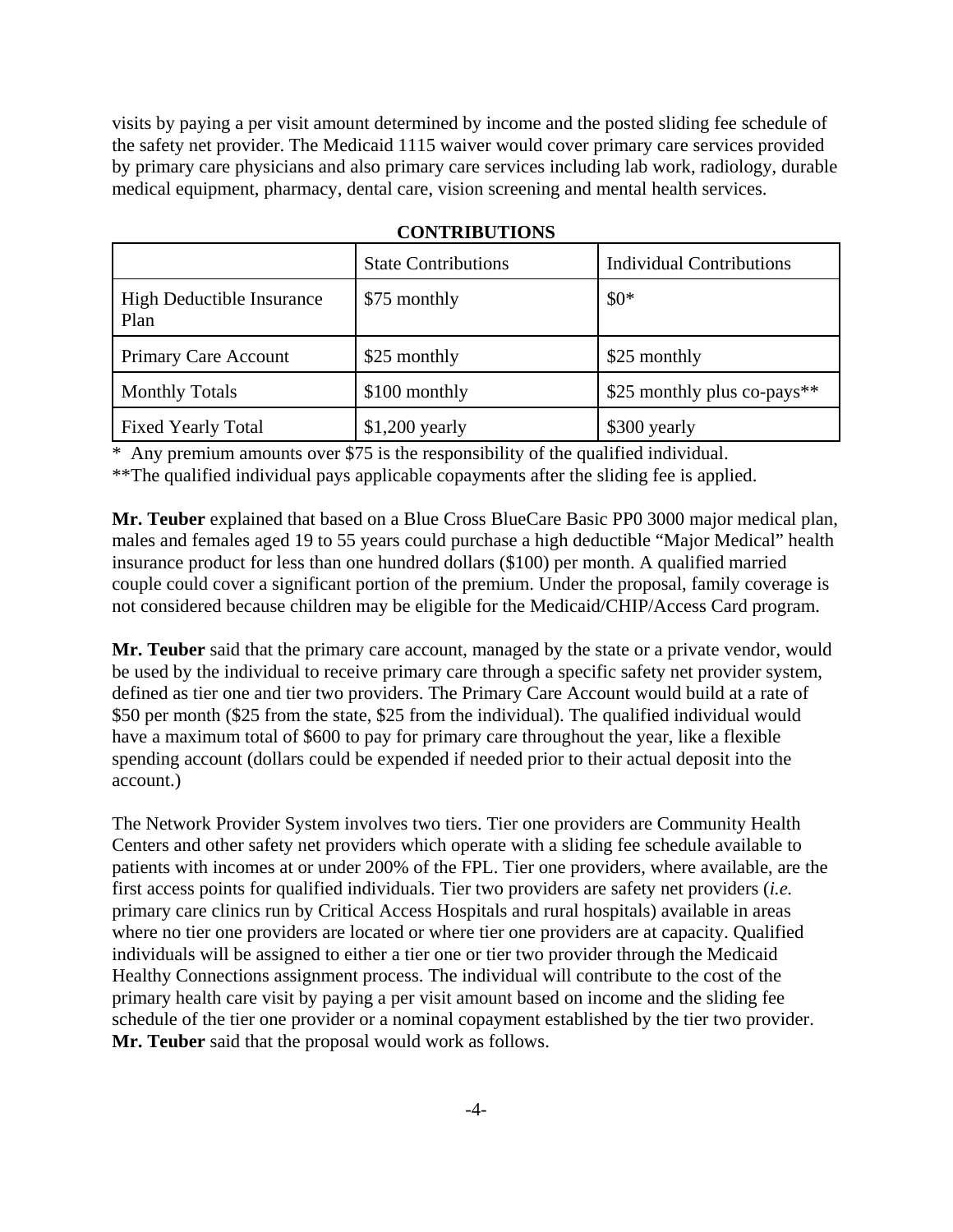visits by paying a per visit amount determined by income and the posted sliding fee schedule of the safety net provider. The Medicaid 1115 waiver would cover primary care services provided by primary care physicians and also primary care services including lab work, radiology, durable medical equipment, pharmacy, dental care, vision screening and mental health services.

**CONTRIBUTIONS**

| | State Contributions | Individual Contributions |
|---|---|---|
| High Deductible Insurance Plan | $75 monthly | $0* |
| Primary Care Account | $25 monthly | $25 monthly |
| Monthly Totals | $100 monthly | $25 monthly plus co-pays** |
| Fixed Yearly Total | $1,200 yearly | $300 yearly |

* Any premium amounts over $75 is the responsibility of the qualified individual.
**The qualified individual pays applicable copayments after the sliding fee is applied.

**Mr. Teuber** explained that based on a Blue Cross BlueCare Basic PP0 3000 major medical plan, males and females aged 19 to 55 years could purchase a high deductible "Major Medical" health insurance product for less than one hundred dollars ($100) per month. A qualified married couple could cover a significant portion of the premium. Under the proposal, family coverage is not considered because children may be eligible for the Medicaid/CHIP/Access Card program.

**Mr. Teuber** said that the primary care account, managed by the state or a private vendor, would be used by the individual to receive primary care through a specific safety net provider system, defined as tier one and tier two providers. The Primary Care Account would build at a rate of $50 per month ($25 from the state, $25 from the individual). The qualified individual would have a maximum total of $600 to pay for primary care throughout the year, like a flexible spending account (dollars could be expended if needed prior to their actual deposit into the account.)

The Network Provider System involves two tiers. Tier one providers are Community Health Centers and other safety net providers which operate with a sliding fee schedule available to patients with incomes at or under 200% of the FPL. Tier one providers, where available, are the first access points for qualified individuals. Tier two providers are safety net providers (*i.e.* primary care clinics run by Critical Access Hospitals and rural hospitals) available in areas where no tier one providers are located or where tier one providers are at capacity. Qualified individuals will be assigned to either a tier one or tier two provider through the Medicaid Healthy Connections assignment process. The individual will contribute to the cost of the primary health care visit by paying a per visit amount based on income and the sliding fee schedule of the tier one provider or a nominal copayment established by the tier two provider. **Mr. Teuber** said that the proposal would work as follows.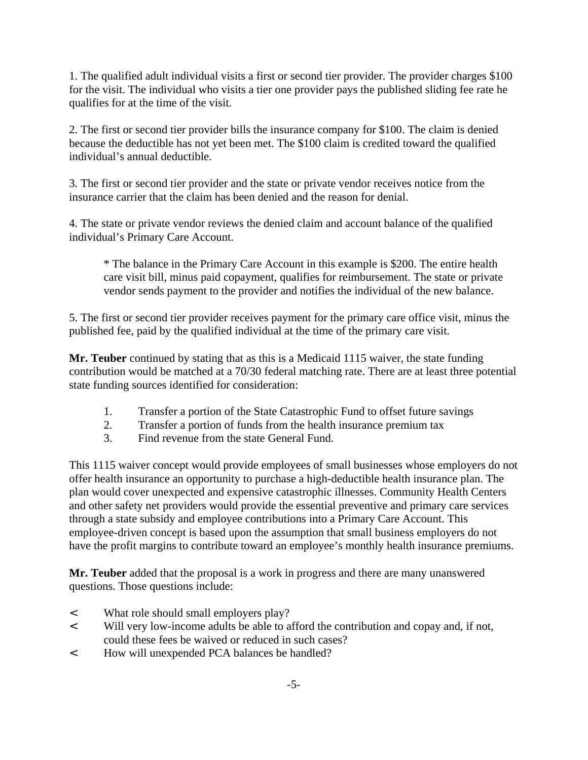1. The qualified adult individual visits a first or second tier provider. The provider charges $100 for the visit. The individual who visits a tier one provider pays the published sliding fee rate he qualifies for at the time of the visit.

2. The first or second tier provider bills the insurance company for $100. The claim is denied because the deductible has not yet been met. The $100 claim is credited toward the qualified individual's annual deductible.

3. The first or second tier provider and the state or private vendor receives notice from the insurance carrier that the claim has been denied and the reason for denial.

4. The state or private vendor reviews the denied claim and account balance of the qualified individual's Primary Care Account.

> * The balance in the Primary Care Account in this example is $200. The entire health care visit bill, minus paid copayment, qualifies for reimbursement. The state or private vendor sends payment to the provider and notifies the individual of the new balance.

5. The first or second tier provider receives payment for the primary care office visit, minus the published fee, paid by the qualified individual at the time of the primary care visit.

**Mr. Teuber** continued by stating that as this is a Medicaid 1115 waiver, the state funding contribution would be matched at a 70/30 federal matching rate. There are at least three potential state funding sources identified for consideration:

1. Transfer a portion of the State Catastrophic Fund to offset future savings
2. Transfer a portion of funds from the health insurance premium tax
3. Find revenue from the state General Fund.

This 1115 waiver concept would provide employees of small businesses whose employers do not offer health insurance an opportunity to purchase a high-deductible health insurance plan. The plan would cover unexpected and expensive catastrophic illnesses. Community Health Centers and other safety net providers would provide the essential preventive and primary care services through a state subsidy and employee contributions into a Primary Care Account. This employee-driven concept is based upon the assumption that small business employers do not have the profit margins to contribute toward an employee's monthly health insurance premiums.

**Mr. Teuber** added that the proposal is a work in progress and there are many unanswered questions. Those questions include:

- What role should small employers play?
- Will very low-income adults be able to afford the contribution and copay and, if not, could these fees be waived or reduced in such cases?
- How will unexpended PCA balances be handled?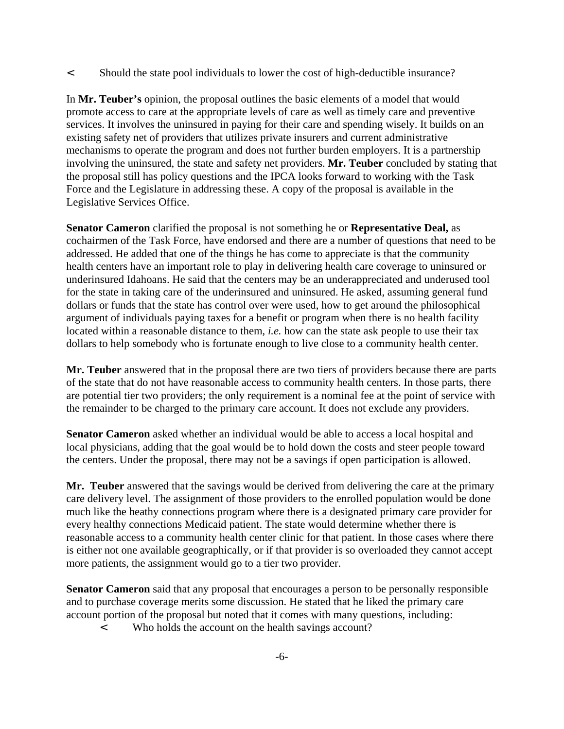- Should the state pool individuals to lower the cost of high-deductible insurance?

In **Mr. Teuber's** opinion, the proposal outlines the basic elements of a model that would promote access to care at the appropriate levels of care as well as timely care and preventive services. It involves the uninsured in paying for their care and spending wisely. It builds on an existing safety net of providers that utilizes private insurers and current administrative mechanisms to operate the program and does not further burden employers. It is a partnership involving the uninsured, the state and safety net providers. **Mr. Teuber** concluded by stating that the proposal still has policy questions and the IPCA looks forward to working with the Task Force and the Legislature in addressing these. A copy of the proposal is available in the Legislative Services Office.

**Senator Cameron** clarified the proposal is not something he or **Representative Deal,** as cochairmen of the Task Force, have endorsed and there are a number of questions that need to be addressed. He added that one of the things he has come to appreciate is that the community health centers have an important role to play in delivering health care coverage to uninsured or underinsured Idahoans. He said that the centers may be an underappreciated and underused tool for the state in taking care of the underinsured and uninsured. He asked, assuming general fund dollars or funds that the state has control over were used, how to get around the philosophical argument of individuals paying taxes for a benefit or program when there is no health facility located within a reasonable distance to them, *i.e.* how can the state ask people to use their tax dollars to help somebody who is fortunate enough to live close to a community health center.

**Mr. Teuber** answered that in the proposal there are two tiers of providers because there are parts of the state that do not have reasonable access to community health centers. In those parts, there are potential tier two providers; the only requirement is a nominal fee at the point of service with the remainder to be charged to the primary care account. It does not exclude any providers.

**Senator Cameron** asked whether an individual would be able to access a local hospital and local physicians, adding that the goal would be to hold down the costs and steer people toward the centers. Under the proposal, there may not be a savings if open participation is allowed.

**Mr. Teuber** answered that the savings would be derived from delivering the care at the primary care delivery level. The assignment of those providers to the enrolled population would be done much like the heathy connections program where there is a designated primary care provider for every healthy connections Medicaid patient. The state would determine whether there is reasonable access to a community health center clinic for that patient. In those cases where there is either not one available geographically, or if that provider is so overloaded they cannot accept more patients, the assignment would go to a tier two provider.

**Senator Cameron** said that any proposal that encourages a person to be personally responsible and to purchase coverage merits some discussion. He stated that he liked the primary care account portion of the proposal but noted that it comes with many questions, including:

- Who holds the account on the health savings account?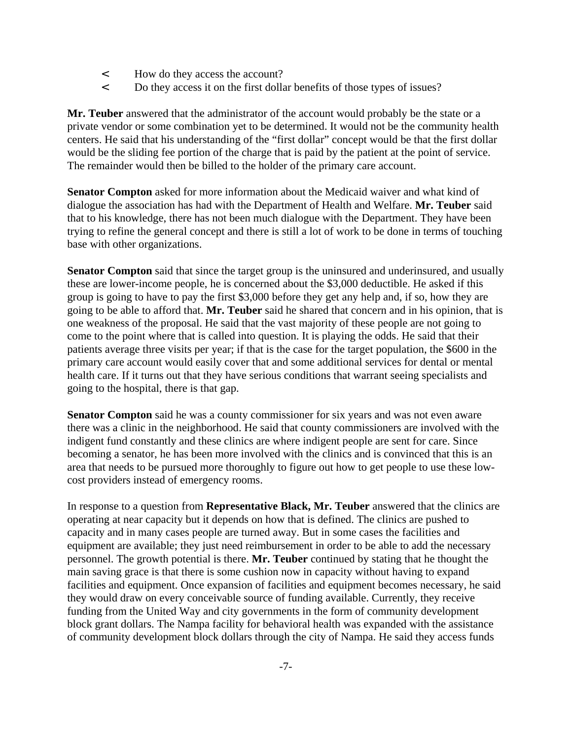- How do they access the account?
- Do they access it on the first dollar benefits of those types of issues?

**Mr. Teuber** answered that the administrator of the account would probably be the state or a private vendor or some combination yet to be determined. It would not be the community health centers. He said that his understanding of the "first dollar" concept would be that the first dollar would be the sliding fee portion of the charge that is paid by the patient at the point of service. The remainder would then be billed to the holder of the primary care account.

**Senator Compton** asked for more information about the Medicaid waiver and what kind of dialogue the association has had with the Department of Health and Welfare. **Mr. Teuber** said that to his knowledge, there has not been much dialogue with the Department. They have been trying to refine the general concept and there is still a lot of work to be done in terms of touching base with other organizations.

**Senator Compton** said that since the target group is the uninsured and underinsured, and usually these are lower-income people, he is concerned about the $3,000 deductible. He asked if this group is going to have to pay the first $3,000 before they get any help and, if so, how they are going to be able to afford that. **Mr. Teuber** said he shared that concern and in his opinion, that is one weakness of the proposal. He said that the vast majority of these people are not going to come to the point where that is called into question. It is playing the odds. He said that their patients average three visits per year; if that is the case for the target population, the $600 in the primary care account would easily cover that and some additional services for dental or mental health care. If it turns out that they have serious conditions that warrant seeing specialists and going to the hospital, there is that gap.

**Senator Compton** said he was a county commissioner for six years and was not even aware there was a clinic in the neighborhood. He said that county commissioners are involved with the indigent fund constantly and these clinics are where indigent people are sent for care. Since becoming a senator, he has been more involved with the clinics and is convinced that this is an area that needs to be pursued more thoroughly to figure out how to get people to use these low-cost providers instead of emergency rooms.

In response to a question from **Representative Black, Mr. Teuber** answered that the clinics are operating at near capacity but it depends on how that is defined. The clinics are pushed to capacity and in many cases people are turned away. But in some cases the facilities and equipment are available; they just need reimbursement in order to be able to add the necessary personnel. The growth potential is there. **Mr. Teuber** continued by stating that he thought the main saving grace is that there is some cushion now in capacity without having to expand facilities and equipment. Once expansion of facilities and equipment becomes necessary, he said they would draw on every conceivable source of funding available. Currently, they receive funding from the United Way and city governments in the form of community development block grant dollars. The Nampa facility for behavioral health was expanded with the assistance of community development block dollars through the city of Nampa. He said they access funds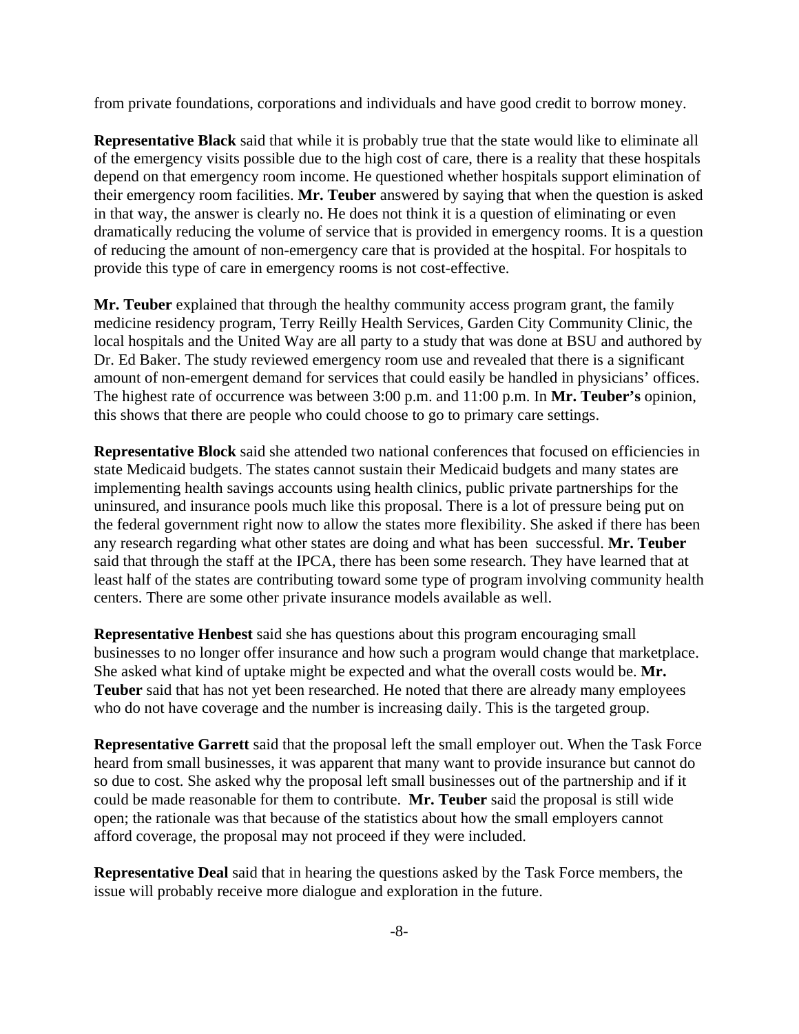from private foundations, corporations and individuals and have good credit to borrow money.

**Representative Black** said that while it is probably true that the state would like to eliminate all of the emergency visits possible due to the high cost of care, there is a reality that these hospitals depend on that emergency room income. He questioned whether hospitals support elimination of their emergency room facilities. **Mr. Teuber** answered by saying that when the question is asked in that way, the answer is clearly no. He does not think it is a question of eliminating or even dramatically reducing the volume of service that is provided in emergency rooms. It is a question of reducing the amount of non-emergency care that is provided at the hospital. For hospitals to provide this type of care in emergency rooms is not cost-effective.

**Mr. Teuber** explained that through the healthy community access program grant, the family medicine residency program, Terry Reilly Health Services, Garden City Community Clinic, the local hospitals and the United Way are all party to a study that was done at BSU and authored by Dr. Ed Baker. The study reviewed emergency room use and revealed that there is a significant amount of non-emergent demand for services that could easily be handled in physicians' offices. The highest rate of occurrence was between 3:00 p.m. and 11:00 p.m. In **Mr. Teuber's** opinion, this shows that there are people who could choose to go to primary care settings.

**Representative Block** said she attended two national conferences that focused on efficiencies in state Medicaid budgets. The states cannot sustain their Medicaid budgets and many states are implementing health savings accounts using health clinics, public private partnerships for the uninsured, and insurance pools much like this proposal. There is a lot of pressure being put on the federal government right now to allow the states more flexibility. She asked if there has been any research regarding what other states are doing and what has been successful. **Mr. Teuber** said that through the staff at the IPCA, there has been some research. They have learned that at least half of the states are contributing toward some type of program involving community health centers. There are some other private insurance models available as well.

**Representative Henbest** said she has questions about this program encouraging small businesses to no longer offer insurance and how such a program would change that marketplace. She asked what kind of uptake might be expected and what the overall costs would be. **Mr. Teuber** said that has not yet been researched. He noted that there are already many employees who do not have coverage and the number is increasing daily. This is the targeted group.

**Representative Garrett** said that the proposal left the small employer out. When the Task Force heard from small businesses, it was apparent that many want to provide insurance but cannot do so due to cost. She asked why the proposal left small businesses out of the partnership and if it could be made reasonable for them to contribute. **Mr. Teuber** said the proposal is still wide open; the rationale was that because of the statistics about how the small employers cannot afford coverage, the proposal may not proceed if they were included.

**Representative Deal** said that in hearing the questions asked by the Task Force members, the issue will probably receive more dialogue and exploration in the future.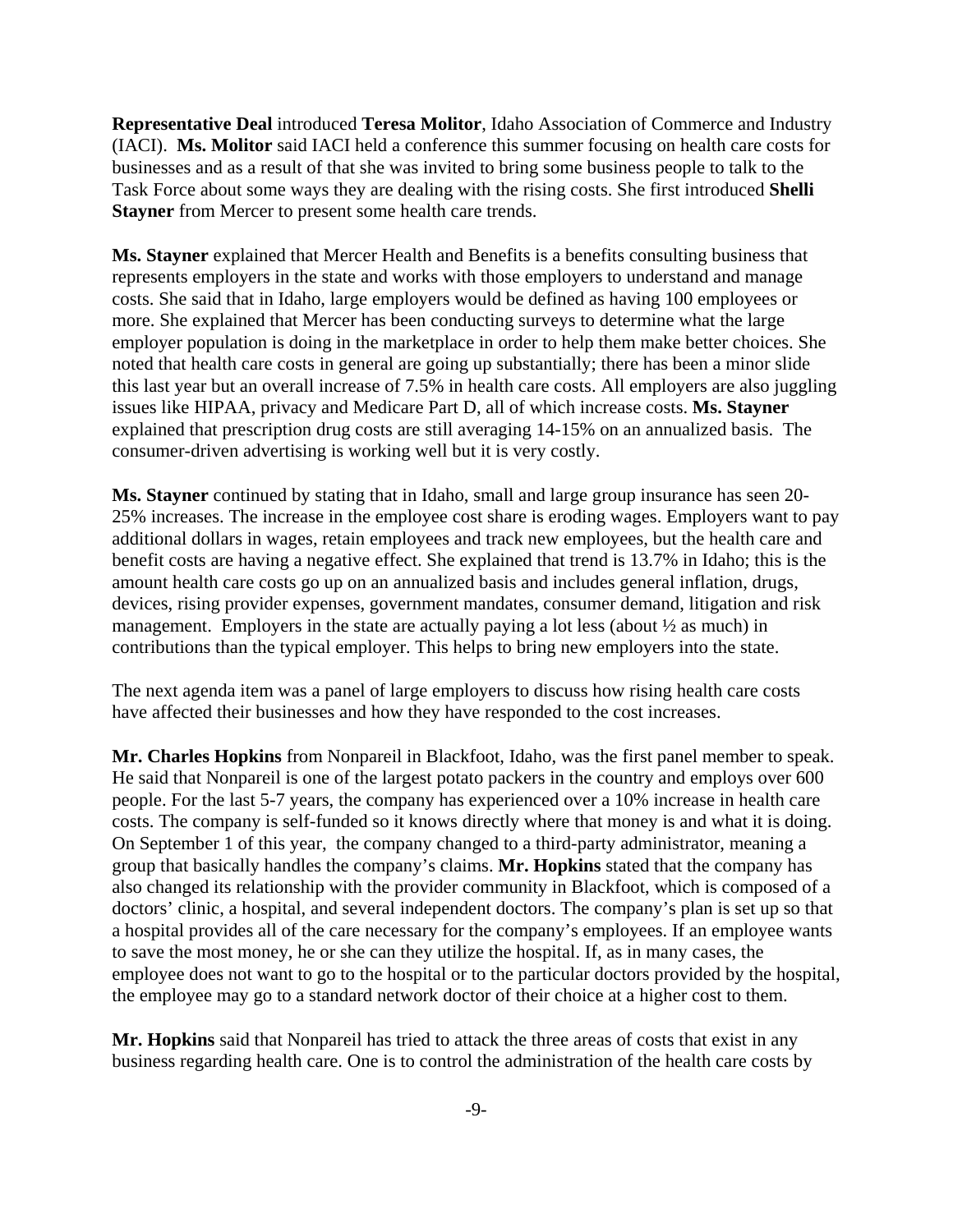**Representative Deal** introduced **Teresa Molitor**, Idaho Association of Commerce and Industry (IACI). **Ms. Molitor** said IACI held a conference this summer focusing on health care costs for businesses and as a result of that she was invited to bring some business people to talk to the Task Force about some ways they are dealing with the rising costs. She first introduced **Shelli Stayner** from Mercer to present some health care trends.

**Ms. Stayner** explained that Mercer Health and Benefits is a benefits consulting business that represents employers in the state and works with those employers to understand and manage costs. She said that in Idaho, large employers would be defined as having 100 employees or more. She explained that Mercer has been conducting surveys to determine what the large employer population is doing in the marketplace in order to help them make better choices. She noted that health care costs in general are going up substantially; there has been a minor slide this last year but an overall increase of 7.5% in health care costs. All employers are also juggling issues like HIPAA, privacy and Medicare Part D, all of which increase costs. **Ms. Stayner** explained that prescription drug costs are still averaging 14-15% on an annualized basis. The consumer-driven advertising is working well but it is very costly.

**Ms. Stayner** continued by stating that in Idaho, small and large group insurance has seen 20-25% increases. The increase in the employee cost share is eroding wages. Employers want to pay additional dollars in wages, retain employees and track new employees, but the health care and benefit costs are having a negative effect. She explained that trend is 13.7% in Idaho; this is the amount health care costs go up on an annualized basis and includes general inflation, drugs, devices, rising provider expenses, government mandates, consumer demand, litigation and risk management. Employers in the state are actually paying a lot less (about ½ as much) in contributions than the typical employer. This helps to bring new employers into the state.

The next agenda item was a panel of large employers to discuss how rising health care costs have affected their businesses and how they have responded to the cost increases.

**Mr. Charles Hopkins** from Nonpareil in Blackfoot, Idaho, was the first panel member to speak. He said that Nonpareil is one of the largest potato packers in the country and employs over 600 people. For the last 5-7 years, the company has experienced over a 10% increase in health care costs. The company is self-funded so it knows directly where that money is and what it is doing. On September 1 of this year, the company changed to a third-party administrator, meaning a group that basically handles the company's claims. **Mr. Hopkins** stated that the company has also changed its relationship with the provider community in Blackfoot, which is composed of a doctors' clinic, a hospital, and several independent doctors. The company's plan is set up so that a hospital provides all of the care necessary for the company's employees. If an employee wants to save the most money, he or she can they utilize the hospital. If, as in many cases, the employee does not want to go to the hospital or to the particular doctors provided by the hospital, the employee may go to a standard network doctor of their choice at a higher cost to them.

**Mr. Hopkins** said that Nonpareil has tried to attack the three areas of costs that exist in any business regarding health care. One is to control the administration of the health care costs by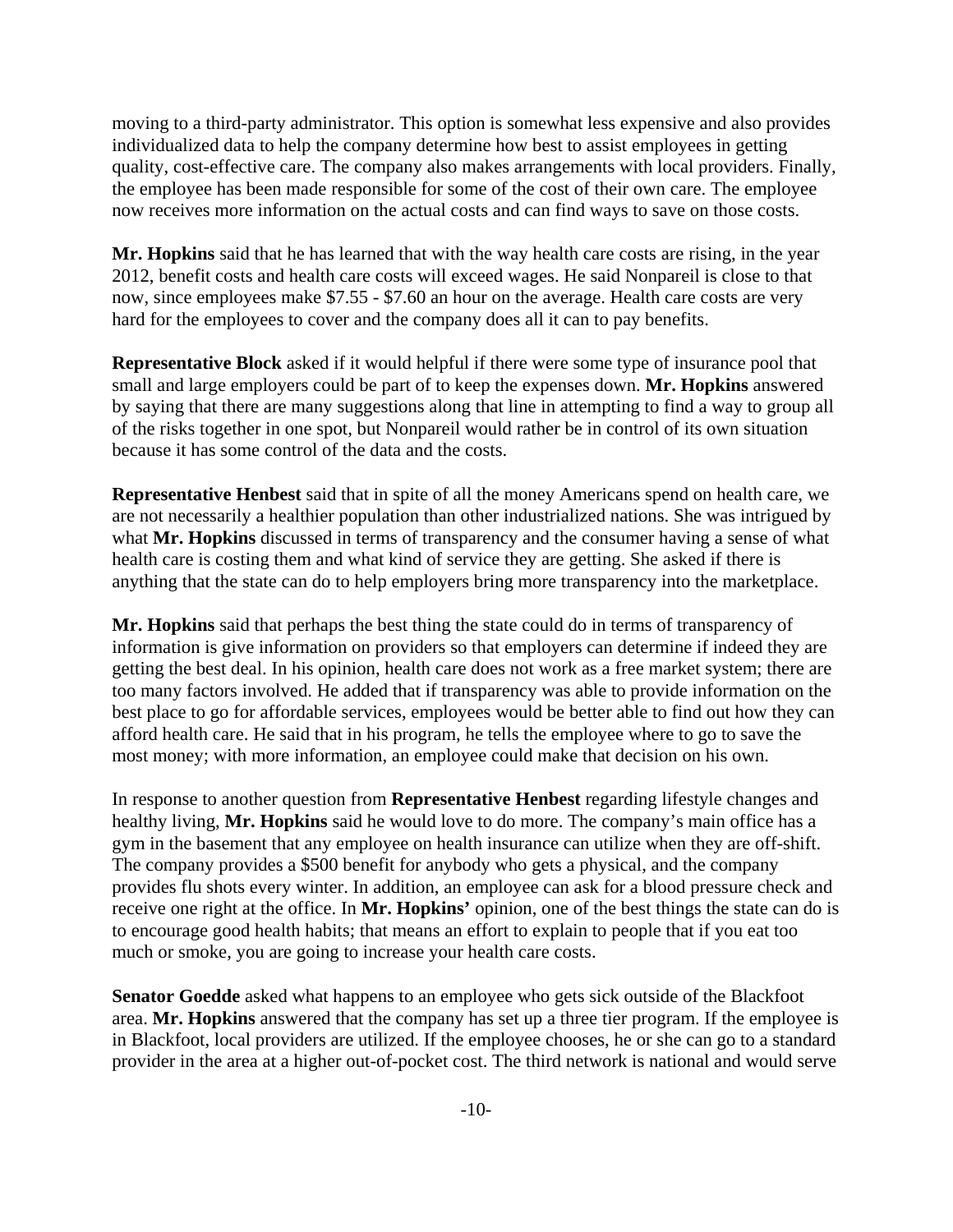moving to a third-party administrator. This option is somewhat less expensive and also provides individualized data to help the company determine how best to assist employees in getting quality, cost-effective care. The company also makes arrangements with local providers. Finally, the employee has been made responsible for some of the cost of their own care. The employee now receives more information on the actual costs and can find ways to save on those costs.

**Mr. Hopkins** said that he has learned that with the way health care costs are rising, in the year 2012, benefit costs and health care costs will exceed wages. He said Nonpareil is close to that now, since employees make $7.55 - $7.60 an hour on the average. Health care costs are very hard for the employees to cover and the company does all it can to pay benefits.

**Representative Block** asked if it would helpful if there were some type of insurance pool that small and large employers could be part of to keep the expenses down. **Mr. Hopkins** answered by saying that there are many suggestions along that line in attempting to find a way to group all of the risks together in one spot, but Nonpareil would rather be in control of its own situation because it has some control of the data and the costs.

**Representative Henbest** said that in spite of all the money Americans spend on health care, we are not necessarily a healthier population than other industrialized nations. She was intrigued by what **Mr. Hopkins** discussed in terms of transparency and the consumer having a sense of what health care is costing them and what kind of service they are getting. She asked if there is anything that the state can do to help employers bring more transparency into the marketplace.

**Mr. Hopkins** said that perhaps the best thing the state could do in terms of transparency of information is give information on providers so that employers can determine if indeed they are getting the best deal. In his opinion, health care does not work as a free market system; there are too many factors involved. He added that if transparency was able to provide information on the best place to go for affordable services, employees would be better able to find out how they can afford health care. He said that in his program, he tells the employee where to go to save the most money; with more information, an employee could make that decision on his own.

In response to another question from **Representative Henbest** regarding lifestyle changes and healthy living, **Mr. Hopkins** said he would love to do more. The company's main office has a gym in the basement that any employee on health insurance can utilize when they are off-shift. The company provides a $500 benefit for anybody who gets a physical, and the company provides flu shots every winter. In addition, an employee can ask for a blood pressure check and receive one right at the office. In **Mr. Hopkins'** opinion, one of the best things the state can do is to encourage good health habits; that means an effort to explain to people that if you eat too much or smoke, you are going to increase your health care costs.

**Senator Goedde** asked what happens to an employee who gets sick outside of the Blackfoot area. **Mr. Hopkins** answered that the company has set up a three tier program. If the employee is in Blackfoot, local providers are utilized. If the employee chooses, he or she can go to a standard provider in the area at a higher out-of-pocket cost. The third network is national and would serve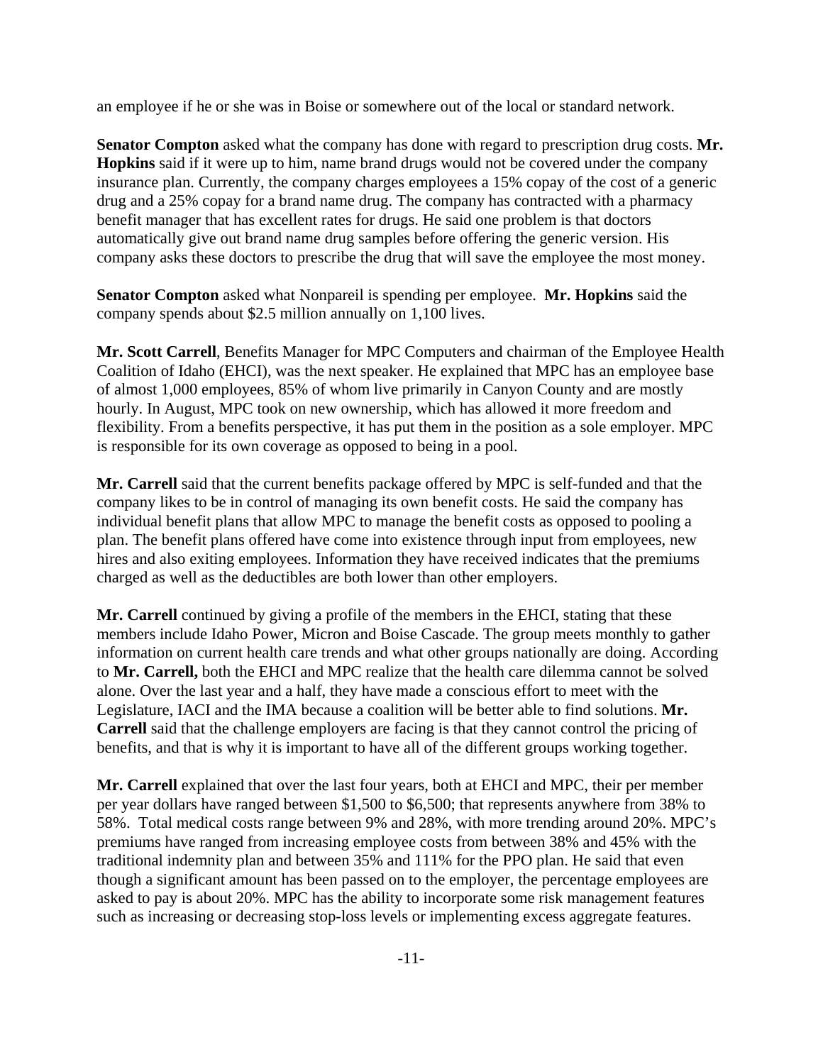an employee if he or she was in Boise or somewhere out of the local or standard network.

**Senator Compton** asked what the company has done with regard to prescription drug costs. **Mr. Hopkins** said if it were up to him, name brand drugs would not be covered under the company insurance plan. Currently, the company charges employees a 15% copay of the cost of a generic drug and a 25% copay for a brand name drug. The company has contracted with a pharmacy benefit manager that has excellent rates for drugs. He said one problem is that doctors automatically give out brand name drug samples before offering the generic version. His company asks these doctors to prescribe the drug that will save the employee the most money.

**Senator Compton** asked what Nonpareil is spending per employee. **Mr. Hopkins** said the company spends about $2.5 million annually on 1,100 lives.

**Mr. Scott Carrell**, Benefits Manager for MPC Computers and chairman of the Employee Health Coalition of Idaho (EHCI), was the next speaker. He explained that MPC has an employee base of almost 1,000 employees, 85% of whom live primarily in Canyon County and are mostly hourly. In August, MPC took on new ownership, which has allowed it more freedom and flexibility. From a benefits perspective, it has put them in the position as a sole employer. MPC is responsible for its own coverage as opposed to being in a pool.

**Mr. Carrell** said that the current benefits package offered by MPC is self-funded and that the company likes to be in control of managing its own benefit costs. He said the company has individual benefit plans that allow MPC to manage the benefit costs as opposed to pooling a plan. The benefit plans offered have come into existence through input from employees, new hires and also exiting employees. Information they have received indicates that the premiums charged as well as the deductibles are both lower than other employers.

**Mr. Carrell** continued by giving a profile of the members in the EHCI, stating that these members include Idaho Power, Micron and Boise Cascade. The group meets monthly to gather information on current health care trends and what other groups nationally are doing. According to **Mr. Carrell,** both the EHCI and MPC realize that the health care dilemma cannot be solved alone. Over the last year and a half, they have made a conscious effort to meet with the Legislature, IACI and the IMA because a coalition will be better able to find solutions. **Mr. Carrell** said that the challenge employers are facing is that they cannot control the pricing of benefits, and that is why it is important to have all of the different groups working together.

**Mr. Carrell** explained that over the last four years, both at EHCI and MPC, their per member per year dollars have ranged between $1,500 to $6,500; that represents anywhere from 38% to 58%. Total medical costs range between 9% and 28%, with more trending around 20%. MPC's premiums have ranged from increasing employee costs from between 38% and 45% with the traditional indemnity plan and between 35% and 111% for the PPO plan. He said that even though a significant amount has been passed on to the employer, the percentage employees are asked to pay is about 20%. MPC has the ability to incorporate some risk management features such as increasing or decreasing stop-loss levels or implementing excess aggregate features.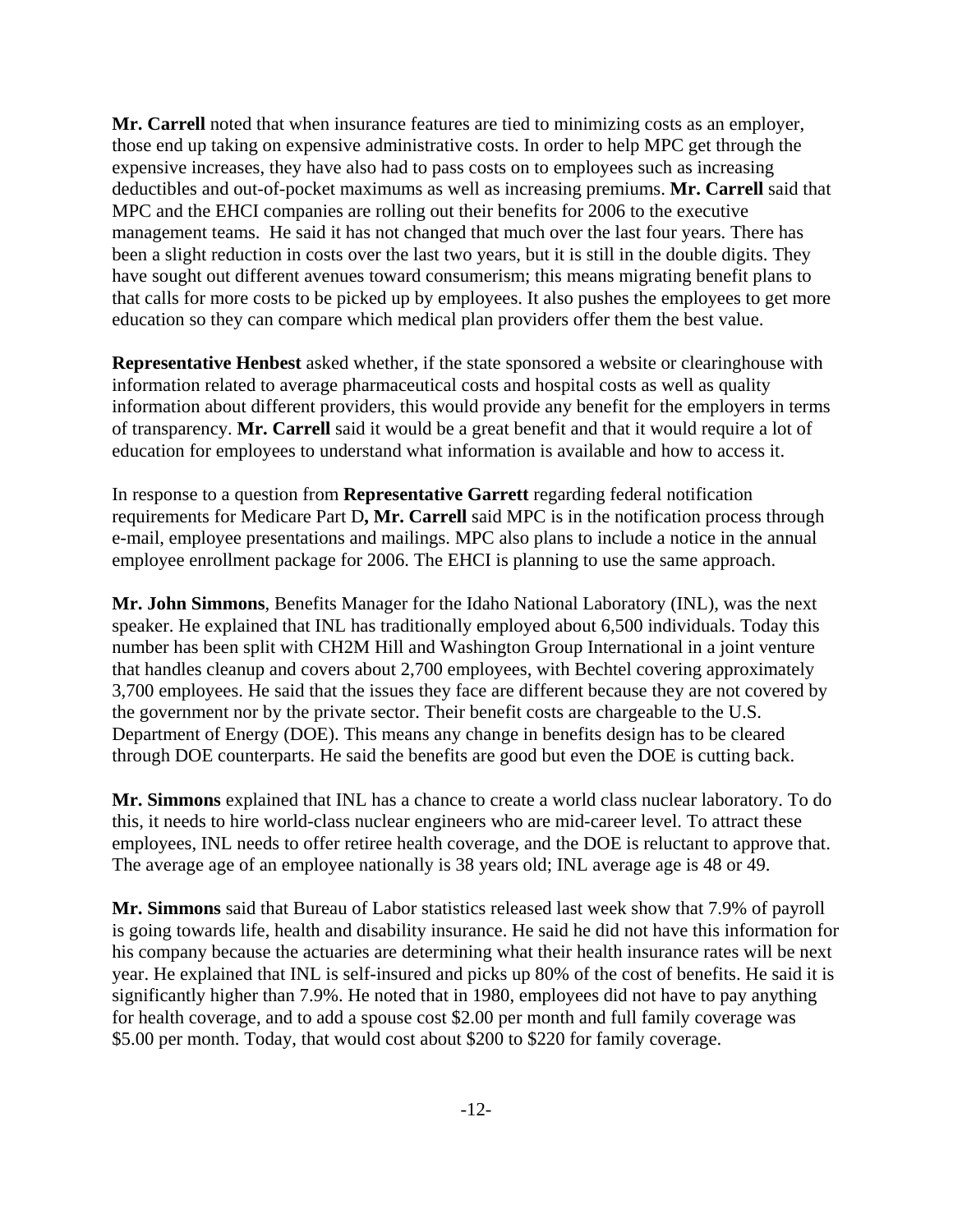**Mr. Carrell** noted that when insurance features are tied to minimizing costs as an employer, those end up taking on expensive administrative costs. In order to help MPC get through the expensive increases, they have also had to pass costs on to employees such as increasing deductibles and out-of-pocket maximums as well as increasing premiums. **Mr. Carrell** said that MPC and the EHCI companies are rolling out their benefits for 2006 to the executive management teams. He said it has not changed that much over the last four years. There has been a slight reduction in costs over the last two years, but it is still in the double digits. They have sought out different avenues toward consumerism; this means migrating benefit plans to that calls for more costs to be picked up by employees. It also pushes the employees to get more education so they can compare which medical plan providers offer them the best value.

**Representative Henbest** asked whether, if the state sponsored a website or clearinghouse with information related to average pharmaceutical costs and hospital costs as well as quality information about different providers, this would provide any benefit for the employers in terms of transparency. **Mr. Carrell** said it would be a great benefit and that it would require a lot of education for employees to understand what information is available and how to access it.

In response to a question from **Representative Garrett** regarding federal notification requirements for Medicare Part D**, Mr. Carrell** said MPC is in the notification process through e-mail, employee presentations and mailings. MPC also plans to include a notice in the annual employee enrollment package for 2006. The EHCI is planning to use the same approach.

**Mr. John Simmons**, Benefits Manager for the Idaho National Laboratory (INL), was the next speaker. He explained that INL has traditionally employed about 6,500 individuals. Today this number has been split with CH2M Hill and Washington Group International in a joint venture that handles cleanup and covers about 2,700 employees, with Bechtel covering approximately 3,700 employees. He said that the issues they face are different because they are not covered by the government nor by the private sector. Their benefit costs are chargeable to the U.S. Department of Energy (DOE). This means any change in benefits design has to be cleared through DOE counterparts. He said the benefits are good but even the DOE is cutting back.

**Mr. Simmons** explained that INL has a chance to create a world class nuclear laboratory. To do this, it needs to hire world-class nuclear engineers who are mid-career level. To attract these employees, INL needs to offer retiree health coverage, and the DOE is reluctant to approve that. The average age of an employee nationally is 38 years old; INL average age is 48 or 49.

**Mr. Simmons** said that Bureau of Labor statistics released last week show that 7.9% of payroll is going towards life, health and disability insurance. He said he did not have this information for his company because the actuaries are determining what their health insurance rates will be next year. He explained that INL is self-insured and picks up 80% of the cost of benefits. He said it is significantly higher than 7.9%. He noted that in 1980, employees did not have to pay anything for health coverage, and to add a spouse cost $2.00 per month and full family coverage was $5.00 per month. Today, that would cost about $200 to $220 for family coverage.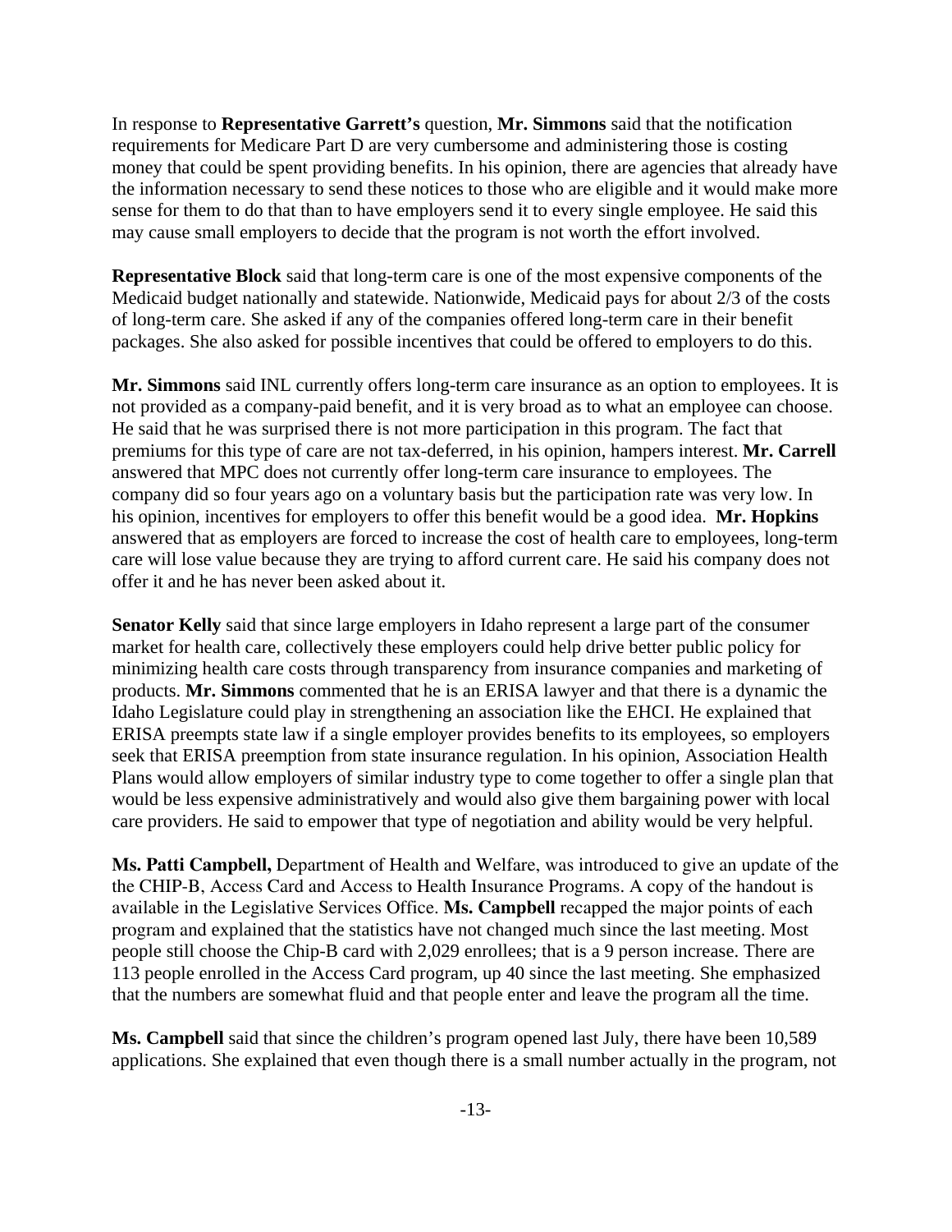In response to **Representative Garrett's** question, **Mr. Simmons** said that the notification requirements for Medicare Part D are very cumbersome and administering those is costing money that could be spent providing benefits. In his opinion, there are agencies that already have the information necessary to send these notices to those who are eligible and it would make more sense for them to do that than to have employers send it to every single employee. He said this may cause small employers to decide that the program is not worth the effort involved.

**Representative Block** said that long-term care is one of the most expensive components of the Medicaid budget nationally and statewide. Nationwide, Medicaid pays for about 2/3 of the costs of long-term care. She asked if any of the companies offered long-term care in their benefit packages. She also asked for possible incentives that could be offered to employers to do this.

**Mr. Simmons** said INL currently offers long-term care insurance as an option to employees. It is not provided as a company-paid benefit, and it is very broad as to what an employee can choose. He said that he was surprised there is not more participation in this program. The fact that premiums for this type of care are not tax-deferred, in his opinion, hampers interest. **Mr. Carrell** answered that MPC does not currently offer long-term care insurance to employees. The company did so four years ago on a voluntary basis but the participation rate was very low. In his opinion, incentives for employers to offer this benefit would be a good idea. **Mr. Hopkins** answered that as employers are forced to increase the cost of health care to employees, long-term care will lose value because they are trying to afford current care. He said his company does not offer it and he has never been asked about it.

**Senator Kelly** said that since large employers in Idaho represent a large part of the consumer market for health care, collectively these employers could help drive better public policy for minimizing health care costs through transparency from insurance companies and marketing of products. **Mr. Simmons** commented that he is an ERISA lawyer and that there is a dynamic the Idaho Legislature could play in strengthening an association like the EHCI. He explained that ERISA preempts state law if a single employer provides benefits to its employees, so employers seek that ERISA preemption from state insurance regulation. In his opinion, Association Health Plans would allow employers of similar industry type to come together to offer a single plan that would be less expensive administratively and would also give them bargaining power with local care providers. He said to empower that type of negotiation and ability would be very helpful.

**Ms. Patti Campbell,** Department of Health and Welfare, was introduced to give an update of the the CHIP-B, Access Card and Access to Health Insurance Programs. A copy of the handout is available in the Legislative Services Office. **Ms. Campbell** recapped the major points of each program and explained that the statistics have not changed much since the last meeting. Most people still choose the Chip-B card with 2,029 enrollees; that is a 9 person increase. There are 113 people enrolled in the Access Card program, up 40 since the last meeting. She emphasized that the numbers are somewhat fluid and that people enter and leave the program all the time.

**Ms. Campbell** said that since the children's program opened last July, there have been 10,589 applications. She explained that even though there is a small number actually in the program, not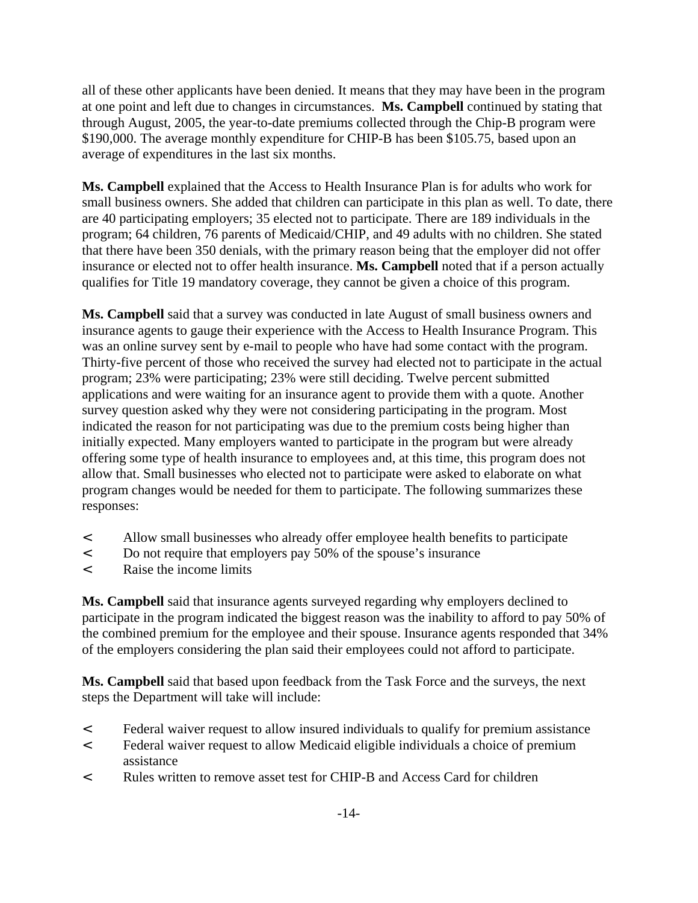all of these other applicants have been denied. It means that they may have been in the program at one point and left due to changes in circumstances. **Ms. Campbell** continued by stating that through August, 2005, the year-to-date premiums collected through the Chip-B program were $190,000. The average monthly expenditure for CHIP-B has been $105.75, based upon an average of expenditures in the last six months.

**Ms. Campbell** explained that the Access to Health Insurance Plan is for adults who work for small business owners. She added that children can participate in this plan as well. To date, there are 40 participating employers; 35 elected not to participate. There are 189 individuals in the program; 64 children, 76 parents of Medicaid/CHIP, and 49 adults with no children. She stated that there have been 350 denials, with the primary reason being that the employer did not offer insurance or elected not to offer health insurance. **Ms. Campbell** noted that if a person actually qualifies for Title 19 mandatory coverage, they cannot be given a choice of this program.

**Ms. Campbell** said that a survey was conducted in late August of small business owners and insurance agents to gauge their experience with the Access to Health Insurance Program. This was an online survey sent by e-mail to people who have had some contact with the program. Thirty-five percent of those who received the survey had elected not to participate in the actual program; 23% were participating; 23% were still deciding. Twelve percent submitted applications and were waiting for an insurance agent to provide them with a quote. Another survey question asked why they were not considering participating in the program. Most indicated the reason for not participating was due to the premium costs being higher than initially expected. Many employers wanted to participate in the program but were already offering some type of health insurance to employees and, at this time, this program does not allow that. Small businesses who elected not to participate were asked to elaborate on what program changes would be needed for them to participate. The following summarizes these responses:

- Allow small businesses who already offer employee health benefits to participate
- Do not require that employers pay 50% of the spouse's insurance
- Raise the income limits

**Ms. Campbell** said that insurance agents surveyed regarding why employers declined to participate in the program indicated the biggest reason was the inability to afford to pay 50% of the combined premium for the employee and their spouse. Insurance agents responded that 34% of the employers considering the plan said their employees could not afford to participate.

**Ms. Campbell** said that based upon feedback from the Task Force and the surveys, the next steps the Department will take will include:

- Federal waiver request to allow insured individuals to qualify for premium assistance
- Federal waiver request to allow Medicaid eligible individuals a choice of premium assistance
- Rules written to remove asset test for CHIP-B and Access Card for children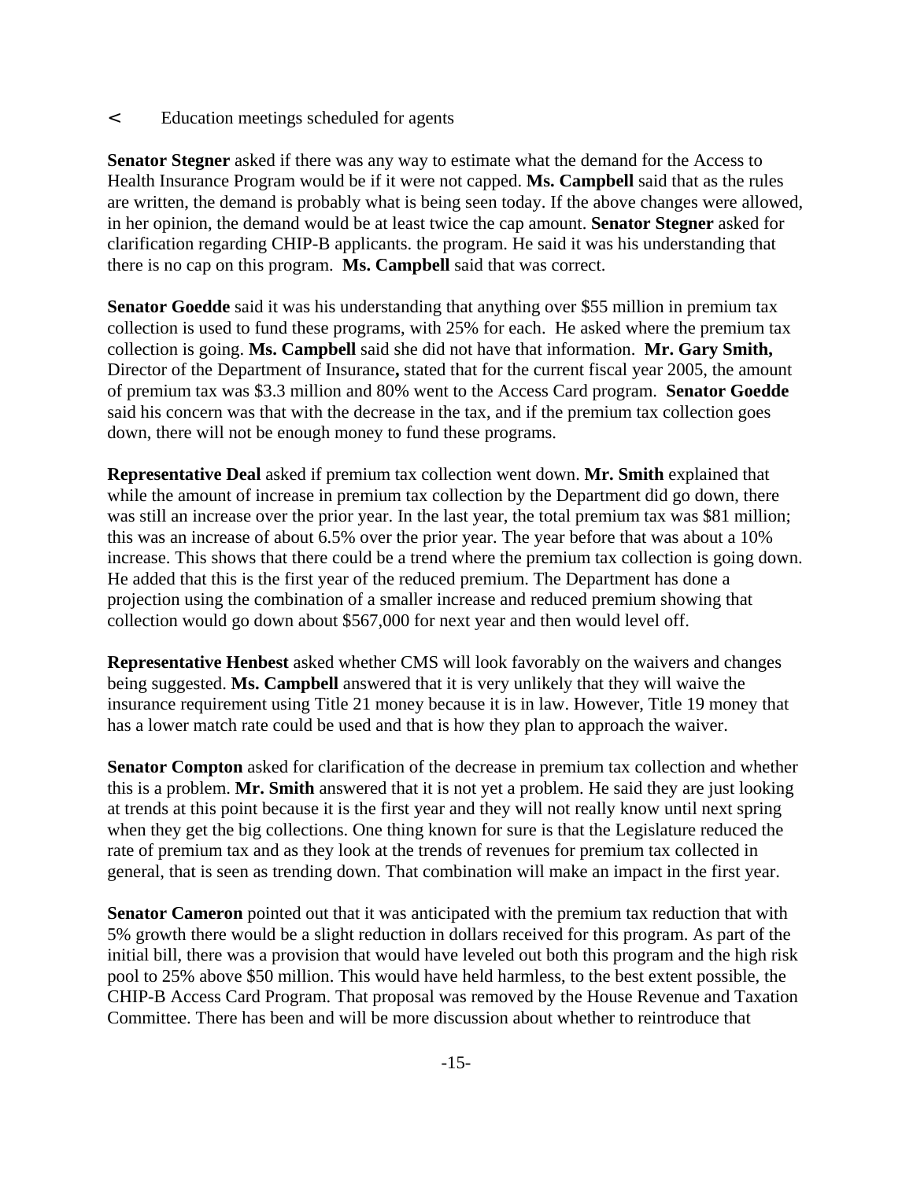- Education meetings scheduled for agents

**Senator Stegner** asked if there was any way to estimate what the demand for the Access to Health Insurance Program would be if it were not capped. **Ms. Campbell** said that as the rules are written, the demand is probably what is being seen today. If the above changes were allowed, in her opinion, the demand would be at least twice the cap amount. **Senator Stegner** asked for clarification regarding CHIP-B applicants. the program. He said it was his understanding that there is no cap on this program. **Ms. Campbell** said that was correct.

**Senator Goedde** said it was his understanding that anything over $55 million in premium tax collection is used to fund these programs, with 25% for each. He asked where the premium tax collection is going. **Ms. Campbell** said she did not have that information. **Mr. Gary Smith,** Director of the Department of Insurance**,** stated that for the current fiscal year 2005, the amount of premium tax was $3.3 million and 80% went to the Access Card program. **Senator Goedde** said his concern was that with the decrease in the tax, and if the premium tax collection goes down, there will not be enough money to fund these programs.

**Representative Deal** asked if premium tax collection went down. **Mr. Smith** explained that while the amount of increase in premium tax collection by the Department did go down, there was still an increase over the prior year. In the last year, the total premium tax was $81 million; this was an increase of about 6.5% over the prior year. The year before that was about a 10% increase. This shows that there could be a trend where the premium tax collection is going down. He added that this is the first year of the reduced premium. The Department has done a projection using the combination of a smaller increase and reduced premium showing that collection would go down about $567,000 for next year and then would level off.

**Representative Henbest** asked whether CMS will look favorably on the waivers and changes being suggested. **Ms. Campbell** answered that it is very unlikely that they will waive the insurance requirement using Title 21 money because it is in law. However, Title 19 money that has a lower match rate could be used and that is how they plan to approach the waiver.

**Senator Compton** asked for clarification of the decrease in premium tax collection and whether this is a problem. **Mr. Smith** answered that it is not yet a problem. He said they are just looking at trends at this point because it is the first year and they will not really know until next spring when they get the big collections. One thing known for sure is that the Legislature reduced the rate of premium tax and as they look at the trends of revenues for premium tax collected in general, that is seen as trending down. That combination will make an impact in the first year.

**Senator Cameron** pointed out that it was anticipated with the premium tax reduction that with 5% growth there would be a slight reduction in dollars received for this program. As part of the initial bill, there was a provision that would have leveled out both this program and the high risk pool to 25% above $50 million. This would have held harmless, to the best extent possible, the CHIP-B Access Card Program. That proposal was removed by the House Revenue and Taxation Committee. There has been and will be more discussion about whether to reintroduce that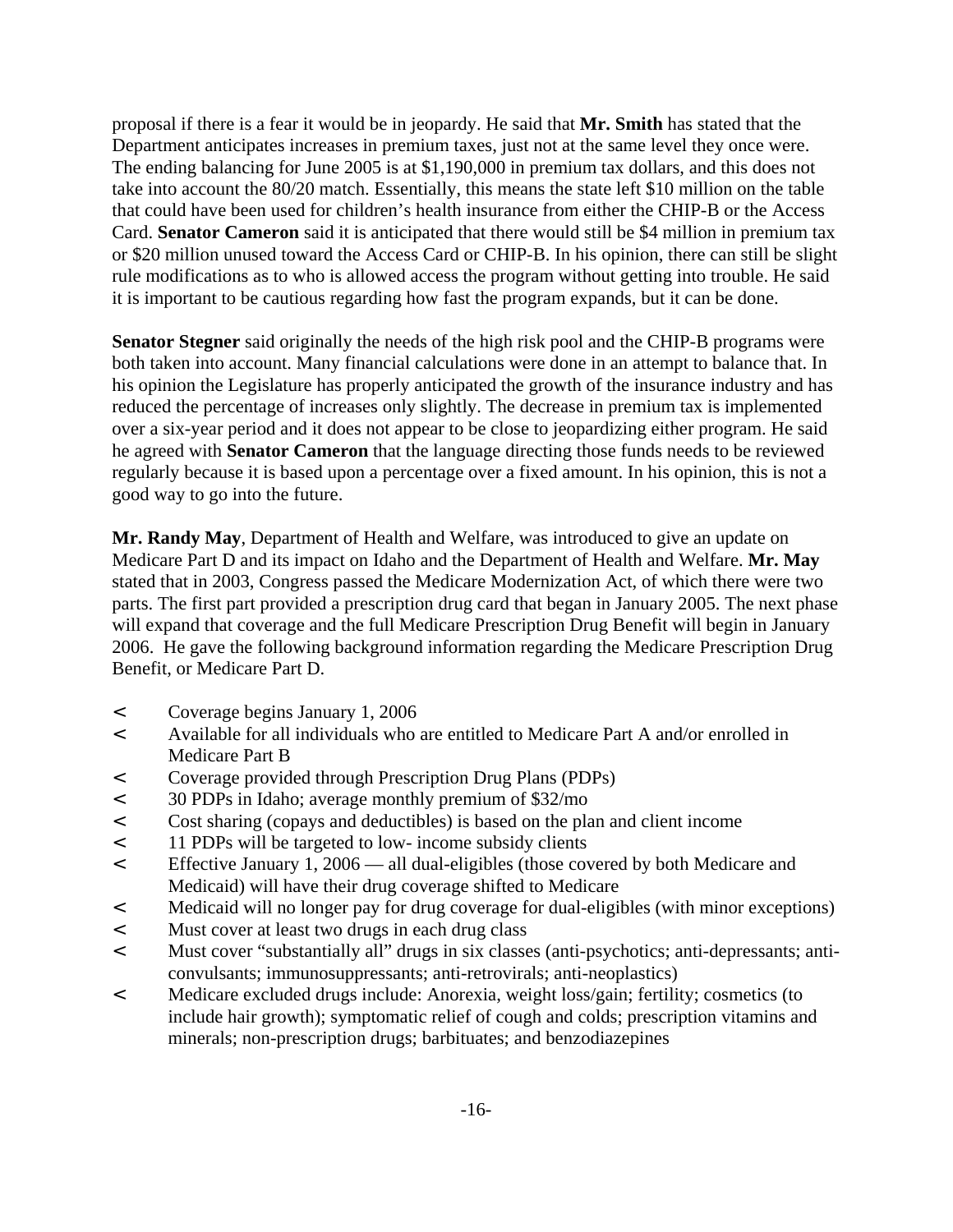proposal if there is a fear it would be in jeopardy. He said that **Mr. Smith** has stated that the Department anticipates increases in premium taxes, just not at the same level they once were. The ending balancing for June 2005 is at $1,190,000 in premium tax dollars, and this does not take into account the 80/20 match. Essentially, this means the state left $10 million on the table that could have been used for children's health insurance from either the CHIP-B or the Access Card. **Senator Cameron** said it is anticipated that there would still be $4 million in premium tax or $20 million unused toward the Access Card or CHIP-B. In his opinion, there can still be slight rule modifications as to who is allowed access the program without getting into trouble. He said it is important to be cautious regarding how fast the program expands, but it can be done.

**Senator Stegner** said originally the needs of the high risk pool and the CHIP-B programs were both taken into account. Many financial calculations were done in an attempt to balance that. In his opinion the Legislature has properly anticipated the growth of the insurance industry and has reduced the percentage of increases only slightly. The decrease in premium tax is implemented over a six-year period and it does not appear to be close to jeopardizing either program. He said he agreed with **Senator Cameron** that the language directing those funds needs to be reviewed regularly because it is based upon a percentage over a fixed amount. In his opinion, this is not a good way to go into the future.

**Mr. Randy May**, Department of Health and Welfare, was introduced to give an update on Medicare Part D and its impact on Idaho and the Department of Health and Welfare. **Mr. May** stated that in 2003, Congress passed the Medicare Modernization Act, of which there were two parts. The first part provided a prescription drug card that began in January 2005. The next phase will expand that coverage and the full Medicare Prescription Drug Benefit will begin in January 2006. He gave the following background information regarding the Medicare Prescription Drug Benefit, or Medicare Part D.

- Coverage begins January 1, 2006
- Available for all individuals who are entitled to Medicare Part A and/or enrolled in Medicare Part B
- Coverage provided through Prescription Drug Plans (PDPs)
- 30 PDPs in Idaho; average monthly premium of $32/mo
- Cost sharing (copays and deductibles) is based on the plan and client income
- 11 PDPs will be targeted to low- income subsidy clients
- Effective January 1, 2006 — all dual-eligibles (those covered by both Medicare and Medicaid) will have their drug coverage shifted to Medicare
- Medicaid will no longer pay for drug coverage for dual-eligibles (with minor exceptions)
- Must cover at least two drugs in each drug class
- Must cover "substantially all" drugs in six classes (anti-psychotics; anti-depressants; anti-convulsants; immunosuppressants; anti-retrovirals; anti-neoplastics)
- Medicare excluded drugs include: Anorexia, weight loss/gain; fertility; cosmetics (to include hair growth); symptomatic relief of cough and colds; prescription vitamins and minerals; non-prescription drugs; barbituates; and benzodiazepines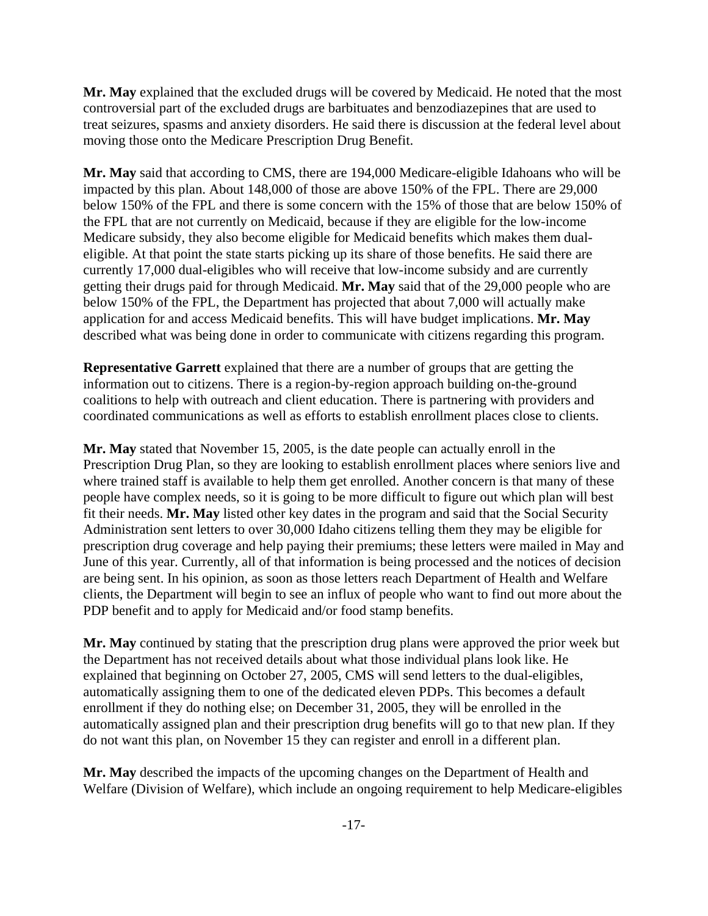**Mr. May** explained that the excluded drugs will be covered by Medicaid. He noted that the most controversial part of the excluded drugs are barbituates and benzodiazepines that are used to treat seizures, spasms and anxiety disorders. He said there is discussion at the federal level about moving those onto the Medicare Prescription Drug Benefit.

**Mr. May** said that according to CMS, there are 194,000 Medicare-eligible Idahoans who will be impacted by this plan. About 148,000 of those are above 150% of the FPL. There are 29,000 below 150% of the FPL and there is some concern with the 15% of those that are below 150% of the FPL that are not currently on Medicaid, because if they are eligible for the low-income Medicare subsidy, they also become eligible for Medicaid benefits which makes them dual-eligible. At that point the state starts picking up its share of those benefits. He said there are currently 17,000 dual-eligibles who will receive that low-income subsidy and are currently getting their drugs paid for through Medicaid. **Mr. May** said that of the 29,000 people who are below 150% of the FPL, the Department has projected that about 7,000 will actually make application for and access Medicaid benefits. This will have budget implications. **Mr. May** described what was being done in order to communicate with citizens regarding this program.

**Representative Garrett** explained that there are a number of groups that are getting the information out to citizens. There is a region-by-region approach building on-the-ground coalitions to help with outreach and client education. There is partnering with providers and coordinated communications as well as efforts to establish enrollment places close to clients.

**Mr. May** stated that November 15, 2005, is the date people can actually enroll in the Prescription Drug Plan, so they are looking to establish enrollment places where seniors live and where trained staff is available to help them get enrolled. Another concern is that many of these people have complex needs, so it is going to be more difficult to figure out which plan will best fit their needs. **Mr. May** listed other key dates in the program and said that the Social Security Administration sent letters to over 30,000 Idaho citizens telling them they may be eligible for prescription drug coverage and help paying their premiums; these letters were mailed in May and June of this year. Currently, all of that information is being processed and the notices of decision are being sent. In his opinion, as soon as those letters reach Department of Health and Welfare clients, the Department will begin to see an influx of people who want to find out more about the PDP benefit and to apply for Medicaid and/or food stamp benefits.

**Mr. May** continued by stating that the prescription drug plans were approved the prior week but the Department has not received details about what those individual plans look like. He explained that beginning on October 27, 2005, CMS will send letters to the dual-eligibles, automatically assigning them to one of the dedicated eleven PDPs. This becomes a default enrollment if they do nothing else; on December 31, 2005, they will be enrolled in the automatically assigned plan and their prescription drug benefits will go to that new plan. If they do not want this plan, on November 15 they can register and enroll in a different plan.

**Mr. May** described the impacts of the upcoming changes on the Department of Health and Welfare (Division of Welfare), which include an ongoing requirement to help Medicare-eligibles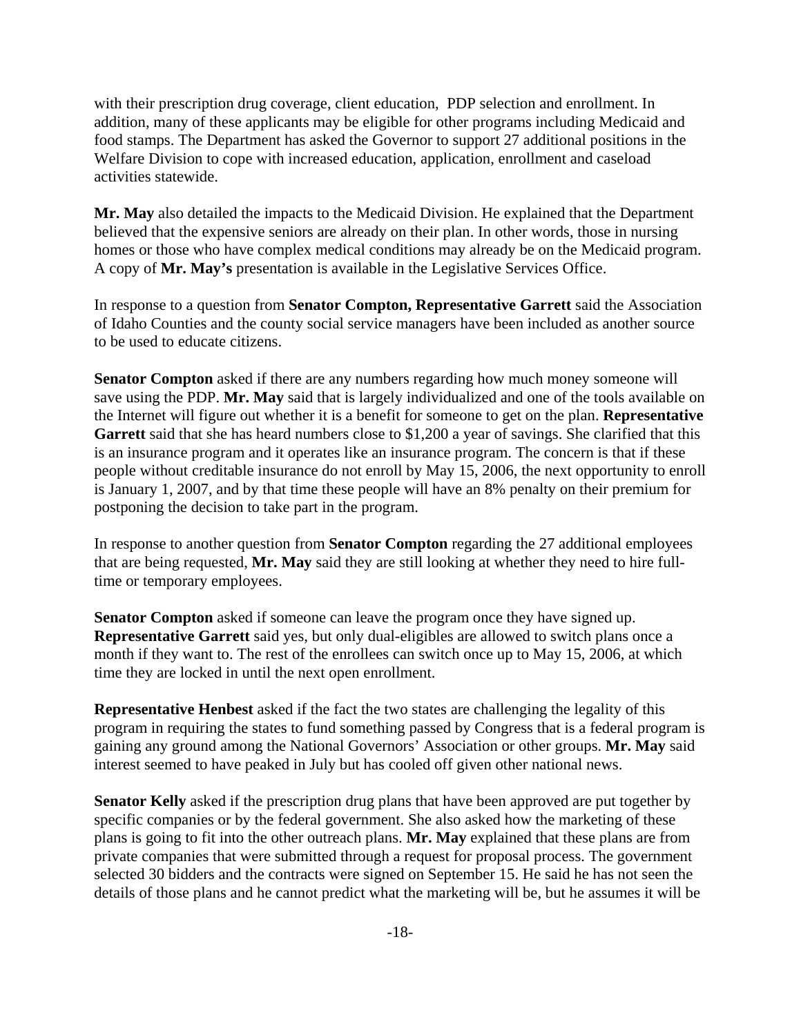with their prescription drug coverage, client education, PDP selection and enrollment. In addition, many of these applicants may be eligible for other programs including Medicaid and food stamps. The Department has asked the Governor to support 27 additional positions in the Welfare Division to cope with increased education, application, enrollment and caseload activities statewide.

**Mr. May** also detailed the impacts to the Medicaid Division. He explained that the Department believed that the expensive seniors are already on their plan. In other words, those in nursing homes or those who have complex medical conditions may already be on the Medicaid program. A copy of **Mr. May's** presentation is available in the Legislative Services Office.

In response to a question from **Senator Compton, Representative Garrett** said the Association of Idaho Counties and the county social service managers have been included as another source to be used to educate citizens.

**Senator Compton** asked if there are any numbers regarding how much money someone will save using the PDP. **Mr. May** said that is largely individualized and one of the tools available on the Internet will figure out whether it is a benefit for someone to get on the plan. **Representative Garrett** said that she has heard numbers close to $1,200 a year of savings. She clarified that this is an insurance program and it operates like an insurance program. The concern is that if these people without creditable insurance do not enroll by May 15, 2006, the next opportunity to enroll is January 1, 2007, and by that time these people will have an 8% penalty on their premium for postponing the decision to take part in the program.

In response to another question from **Senator Compton** regarding the 27 additional employees that are being requested, **Mr. May** said they are still looking at whether they need to hire full-time or temporary employees.

**Senator Compton** asked if someone can leave the program once they have signed up. **Representative Garrett** said yes, but only dual-eligibles are allowed to switch plans once a month if they want to. The rest of the enrollees can switch once up to May 15, 2006, at which time they are locked in until the next open enrollment.

**Representative Henbest** asked if the fact the two states are challenging the legality of this program in requiring the states to fund something passed by Congress that is a federal program is gaining any ground among the National Governors' Association or other groups. **Mr. May** said interest seemed to have peaked in July but has cooled off given other national news.

**Senator Kelly** asked if the prescription drug plans that have been approved are put together by specific companies or by the federal government. She also asked how the marketing of these plans is going to fit into the other outreach plans. **Mr. May** explained that these plans are from private companies that were submitted through a request for proposal process. The government selected 30 bidders and the contracts were signed on September 15. He said he has not seen the details of those plans and he cannot predict what the marketing will be, but he assumes it will be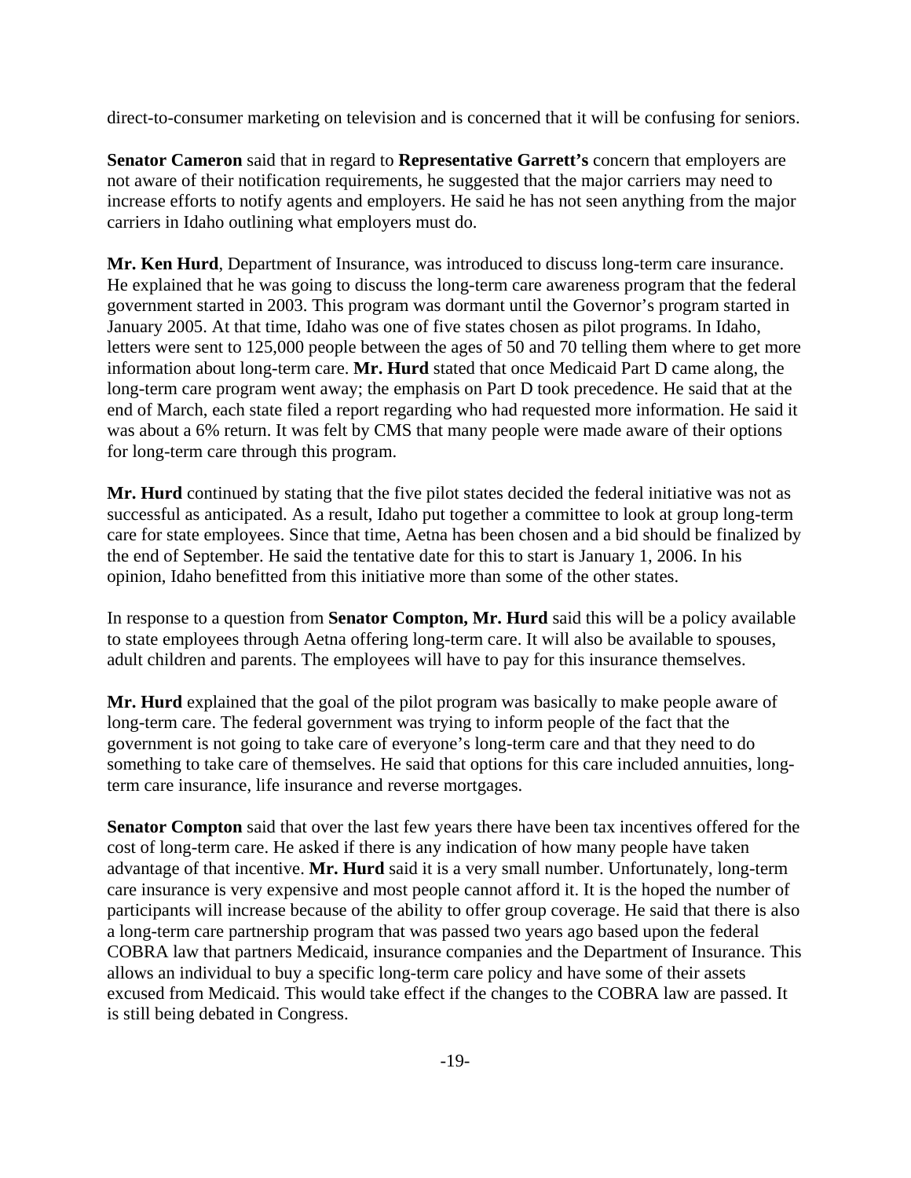direct-to-consumer marketing on television and is concerned that it will be confusing for seniors.

**Senator Cameron** said that in regard to **Representative Garrett's** concern that employers are not aware of their notification requirements, he suggested that the major carriers may need to increase efforts to notify agents and employers. He said he has not seen anything from the major carriers in Idaho outlining what employers must do.

**Mr. Ken Hurd**, Department of Insurance, was introduced to discuss long-term care insurance. He explained that he was going to discuss the long-term care awareness program that the federal government started in 2003. This program was dormant until the Governor's program started in January 2005. At that time, Idaho was one of five states chosen as pilot programs. In Idaho, letters were sent to 125,000 people between the ages of 50 and 70 telling them where to get more information about long-term care. **Mr. Hurd** stated that once Medicaid Part D came along, the long-term care program went away; the emphasis on Part D took precedence. He said that at the end of March, each state filed a report regarding who had requested more information. He said it was about a 6% return. It was felt by CMS that many people were made aware of their options for long-term care through this program.

**Mr. Hurd** continued by stating that the five pilot states decided the federal initiative was not as successful as anticipated. As a result, Idaho put together a committee to look at group long-term care for state employees. Since that time, Aetna has been chosen and a bid should be finalized by the end of September. He said the tentative date for this to start is January 1, 2006. In his opinion, Idaho benefitted from this initiative more than some of the other states.

In response to a question from **Senator Compton, Mr. Hurd** said this will be a policy available to state employees through Aetna offering long-term care. It will also be available to spouses, adult children and parents. The employees will have to pay for this insurance themselves.

**Mr. Hurd** explained that the goal of the pilot program was basically to make people aware of long-term care. The federal government was trying to inform people of the fact that the government is not going to take care of everyone's long-term care and that they need to do something to take care of themselves. He said that options for this care included annuities, long-term care insurance, life insurance and reverse mortgages.

**Senator Compton** said that over the last few years there have been tax incentives offered for the cost of long-term care. He asked if there is any indication of how many people have taken advantage of that incentive. **Mr. Hurd** said it is a very small number. Unfortunately, long-term care insurance is very expensive and most people cannot afford it. It is the hoped the number of participants will increase because of the ability to offer group coverage. He said that there is also a long-term care partnership program that was passed two years ago based upon the federal COBRA law that partners Medicaid, insurance companies and the Department of Insurance. This allows an individual to buy a specific long-term care policy and have some of their assets excused from Medicaid. This would take effect if the changes to the COBRA law are passed. It is still being debated in Congress.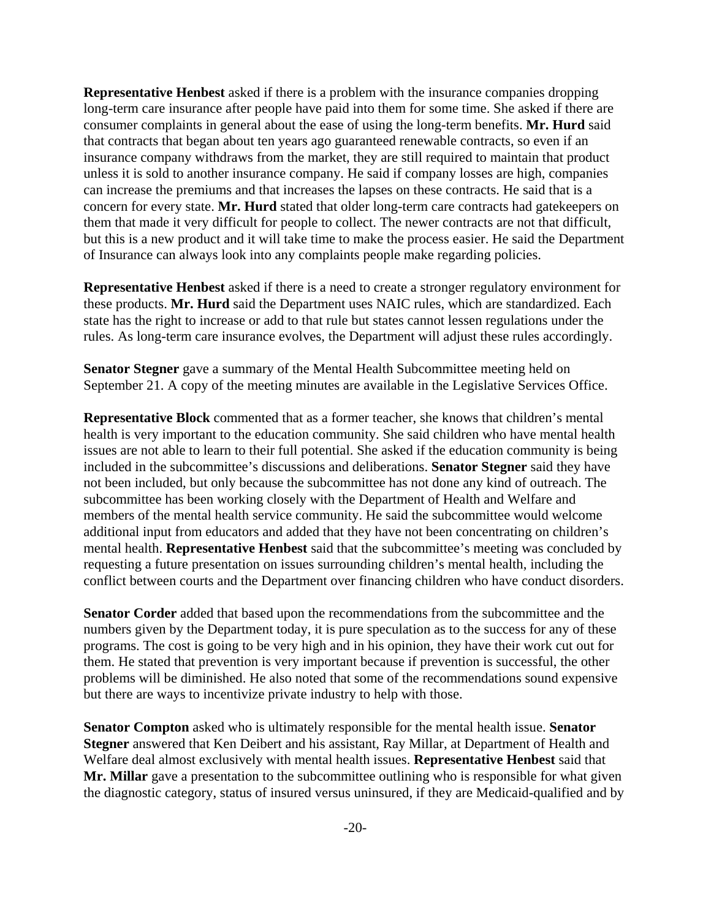**Representative Henbest** asked if there is a problem with the insurance companies dropping long-term care insurance after people have paid into them for some time. She asked if there are consumer complaints in general about the ease of using the long-term benefits. **Mr. Hurd** said that contracts that began about ten years ago guaranteed renewable contracts, so even if an insurance company withdraws from the market, they are still required to maintain that product unless it is sold to another insurance company. He said if company losses are high, companies can increase the premiums and that increases the lapses on these contracts. He said that is a concern for every state. **Mr. Hurd** stated that older long-term care contracts had gatekeepers on them that made it very difficult for people to collect. The newer contracts are not that difficult, but this is a new product and it will take time to make the process easier. He said the Department of Insurance can always look into any complaints people make regarding policies.

**Representative Henbest** asked if there is a need to create a stronger regulatory environment for these products. **Mr. Hurd** said the Department uses NAIC rules, which are standardized. Each state has the right to increase or add to that rule but states cannot lessen regulations under the rules. As long-term care insurance evolves, the Department will adjust these rules accordingly.

**Senator Stegner** gave a summary of the Mental Health Subcommittee meeting held on September 21. A copy of the meeting minutes are available in the Legislative Services Office.

**Representative Block** commented that as a former teacher, she knows that children's mental health is very important to the education community. She said children who have mental health issues are not able to learn to their full potential. She asked if the education community is being included in the subcommittee's discussions and deliberations. **Senator Stegner** said they have not been included, but only because the subcommittee has not done any kind of outreach. The subcommittee has been working closely with the Department of Health and Welfare and members of the mental health service community. He said the subcommittee would welcome additional input from educators and added that they have not been concentrating on children's mental health. **Representative Henbest** said that the subcommittee's meeting was concluded by requesting a future presentation on issues surrounding children's mental health, including the conflict between courts and the Department over financing children who have conduct disorders.

**Senator Corder** added that based upon the recommendations from the subcommittee and the numbers given by the Department today, it is pure speculation as to the success for any of these programs. The cost is going to be very high and in his opinion, they have their work cut out for them. He stated that prevention is very important because if prevention is successful, the other problems will be diminished. He also noted that some of the recommendations sound expensive but there are ways to incentivize private industry to help with those.

**Senator Compton** asked who is ultimately responsible for the mental health issue. **Senator Stegner** answered that Ken Deibert and his assistant, Ray Millar, at Department of Health and Welfare deal almost exclusively with mental health issues. **Representative Henbest** said that **Mr. Millar** gave a presentation to the subcommittee outlining who is responsible for what given the diagnostic category, status of insured versus uninsured, if they are Medicaid-qualified and by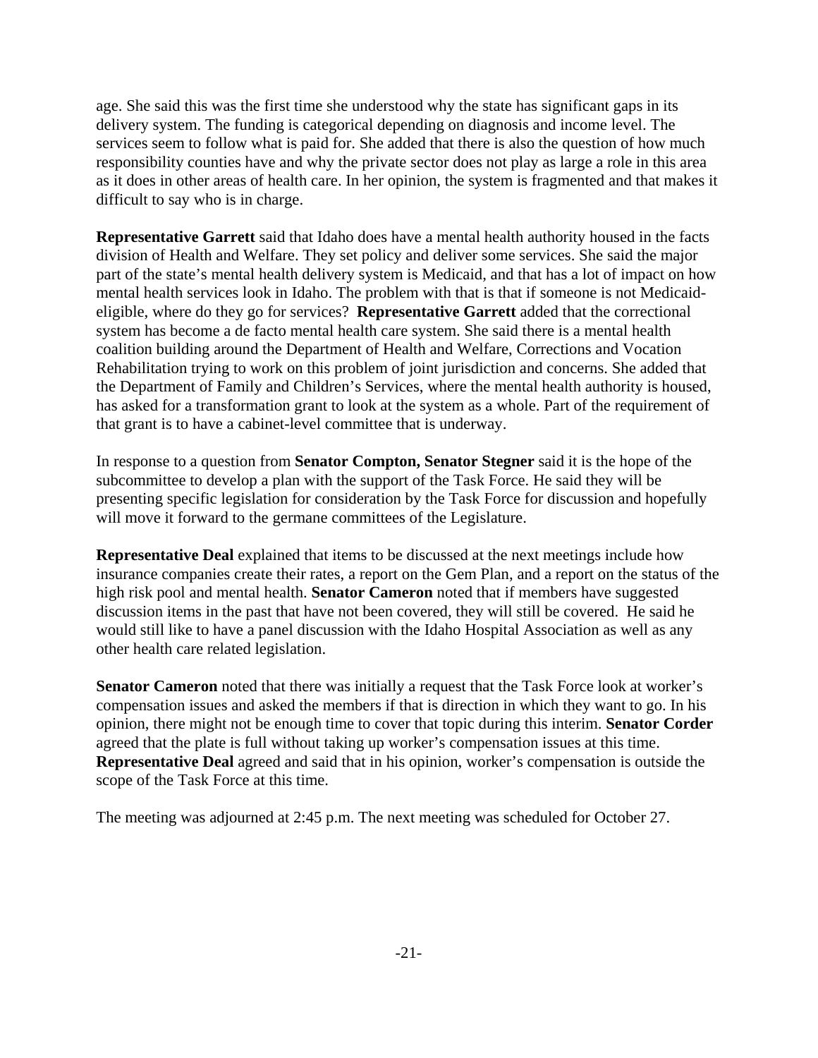age. She said this was the first time she understood why the state has significant gaps in its delivery system. The funding is categorical depending on diagnosis and income level. The services seem to follow what is paid for. She added that there is also the question of how much responsibility counties have and why the private sector does not play as large a role in this area as it does in other areas of health care. In her opinion, the system is fragmented and that makes it difficult to say who is in charge.

**Representative Garrett** said that Idaho does have a mental health authority housed in the facts division of Health and Welfare. They set policy and deliver some services. She said the major part of the state's mental health delivery system is Medicaid, and that has a lot of impact on how mental health services look in Idaho. The problem with that is that if someone is not Medicaid-eligible, where do they go for services? **Representative Garrett** added that the correctional system has become a de facto mental health care system. She said there is a mental health coalition building around the Department of Health and Welfare, Corrections and Vocation Rehabilitation trying to work on this problem of joint jurisdiction and concerns. She added that the Department of Family and Children's Services, where the mental health authority is housed, has asked for a transformation grant to look at the system as a whole. Part of the requirement of that grant is to have a cabinet-level committee that is underway.

In response to a question from **Senator Compton, Senator Stegner** said it is the hope of the subcommittee to develop a plan with the support of the Task Force. He said they will be presenting specific legislation for consideration by the Task Force for discussion and hopefully will move it forward to the germane committees of the Legislature.

**Representative Deal** explained that items to be discussed at the next meetings include how insurance companies create their rates, a report on the Gem Plan, and a report on the status of the high risk pool and mental health. **Senator Cameron** noted that if members have suggested discussion items in the past that have not been covered, they will still be covered. He said he would still like to have a panel discussion with the Idaho Hospital Association as well as any other health care related legislation.

**Senator Cameron** noted that there was initially a request that the Task Force look at worker's compensation issues and asked the members if that is direction in which they want to go. In his opinion, there might not be enough time to cover that topic during this interim. **Senator Corder** agreed that the plate is full without taking up worker's compensation issues at this time. **Representative Deal** agreed and said that in his opinion, worker's compensation is outside the scope of the Task Force at this time.

The meeting was adjourned at 2:45 p.m. The next meeting was scheduled for October 27.